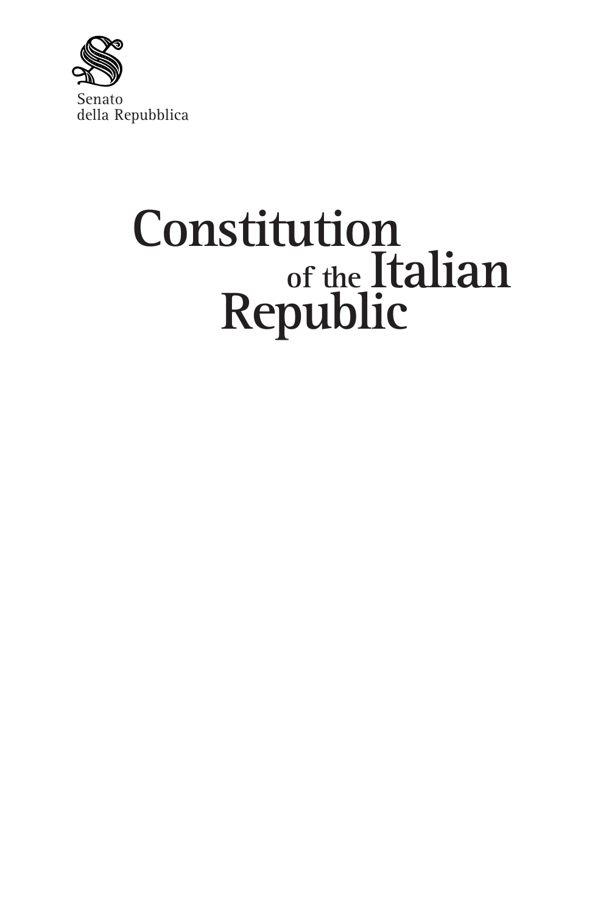Senato
della Repubblica

# Constitution of the Italian Republic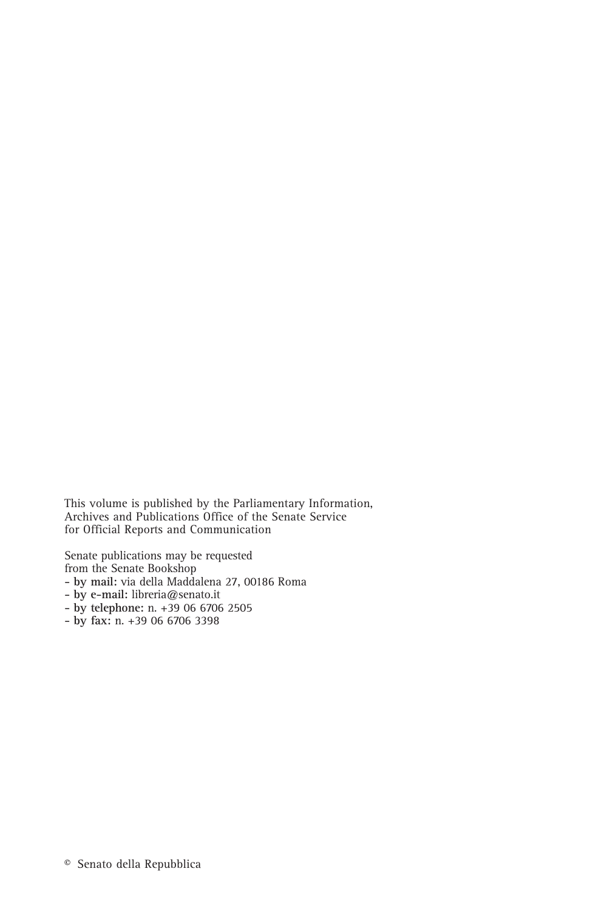This volume is published by the Parliamentary Information, Archives and Publications Office of the Senate Service for Official Reports and Communication

Senate publications may be requested from the Senate Bookshop

- **by mail:** via della Maddalena 27, 00186 Roma
- **by e-mail:** libreria@senato.it
- **by telephone:** n. +39 06 6706 2505
- **by fax:** n. +39 06 6706 3398

© Senato della Repubblica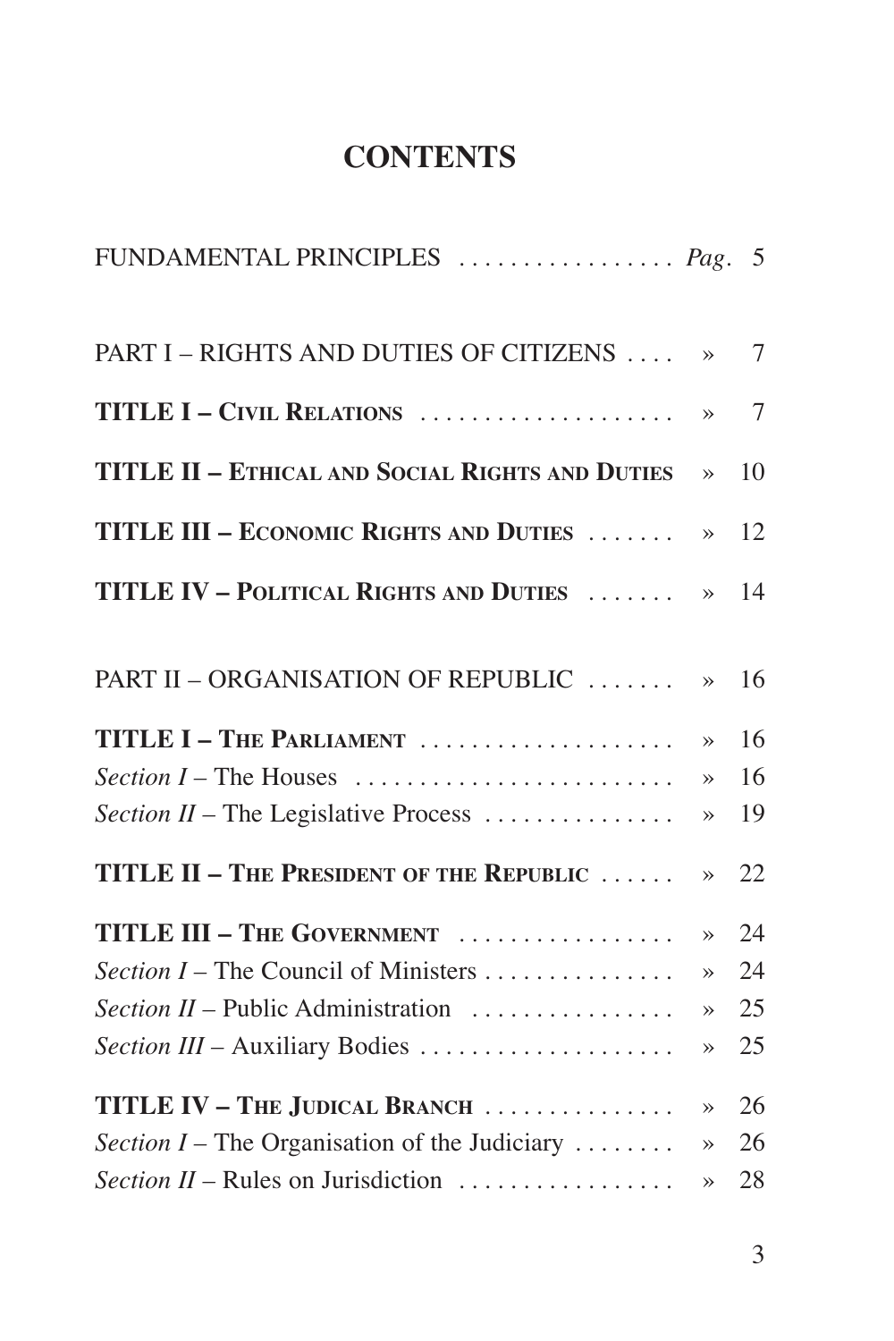# CONTENTS

| | | |
|---|---|---|
| FUNDAMENTAL PRINCIPLES | *Pag.* | 5 |
| PART I – RIGHTS AND DUTIES OF CITIZENS | » | 7 |
| **TITLE I – CIVIL RELATIONS** | » | 7 |
| **TITLE II – ETHICAL AND SOCIAL RIGHTS AND DUTIES** | » | 10 |
| **TITLE III – ECONOMIC RIGHTS AND DUTIES** | » | 12 |
| **TITLE IV – POLITICAL RIGHTS AND DUTIES** | » | 14 |
| PART II – ORGANISATION OF REPUBLIC | » | 16 |
| **TITLE I – THE PARLIAMENT** | » | 16 |
| *Section I* – The Houses | » | 16 |
| *Section II* – The Legislative Process | » | 19 |
| **TITLE II – THE PRESIDENT OF THE REPUBLIC** | » | 22 |
| **TITLE III – THE GOVERNMENT** | » | 24 |
| *Section I* – The Council of Ministers | » | 24 |
| *Section II* – Public Administration | » | 25 |
| *Section III* – Auxiliary Bodies | » | 25 |
| **TITLE IV – THE JUDICAL BRANCH** | » | 26 |
| *Section I* – The Organisation of the Judiciary | » | 26 |
| *Section II* – Rules on Jurisdiction | » | 28 |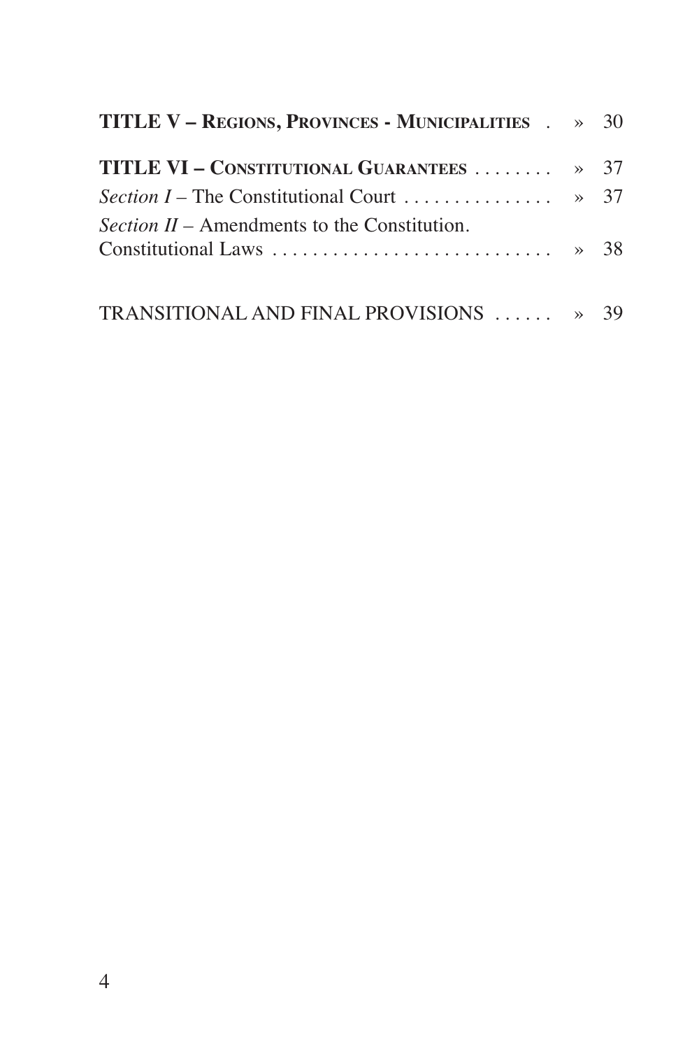**TITLE V – Regions, Provinces - Municipalities** . » 30

**TITLE VI – Constitutional Guarantees** ........ » 37

*Section I* – The Constitutional Court ............... » 37

*Section II* – Amendments to the Constitution. Constitutional Laws ............................ » 38

TRANSITIONAL AND FINAL PROVISIONS ...... » 39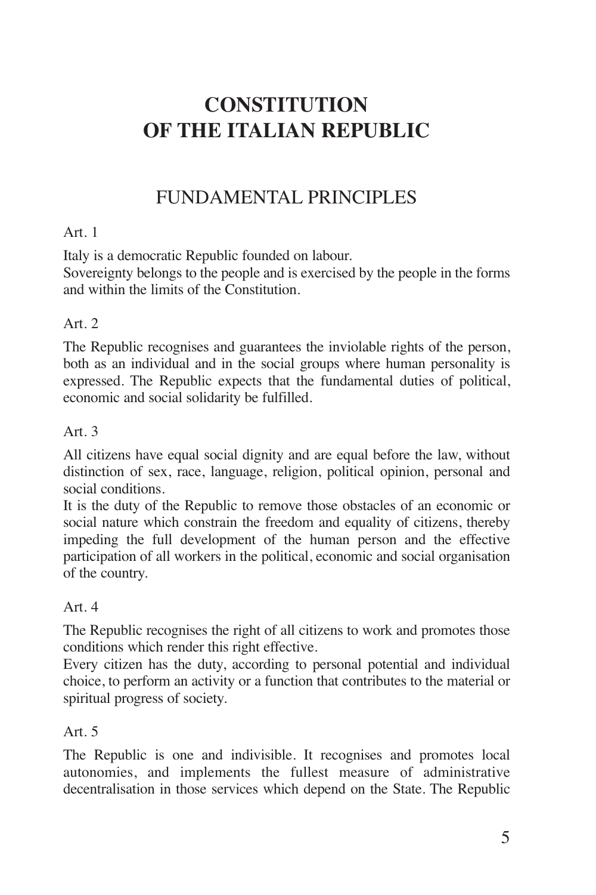# CONSTITUTION OF THE ITALIAN REPUBLIC

## FUNDAMENTAL PRINCIPLES

Art. 1

Italy is a democratic Republic founded on labour.
Sovereignty belongs to the people and is exercised by the people in the forms and within the limits of the Constitution.

Art. 2

The Republic recognises and guarantees the inviolable rights of the person, both as an individual and in the social groups where human personality is expressed. The Republic expects that the fundamental duties of political, economic and social solidarity be fulfilled.

Art. 3

All citizens have equal social dignity and are equal before the law, without distinction of sex, race, language, religion, political opinion, personal and social conditions.
It is the duty of the Republic to remove those obstacles of an economic or social nature which constrain the freedom and equality of citizens, thereby impeding the full development of the human person and the effective participation of all workers in the political, economic and social organisation of the country.

Art. 4

The Republic recognises the right of all citizens to work and promotes those conditions which render this right effective.
Every citizen has the duty, according to personal potential and individual choice, to perform an activity or a function that contributes to the material or spiritual progress of society.

Art. 5

The Republic is one and indivisible. It recognises and promotes local autonomies, and implements the fullest measure of administrative decentralisation in those services which depend on the State. The Republic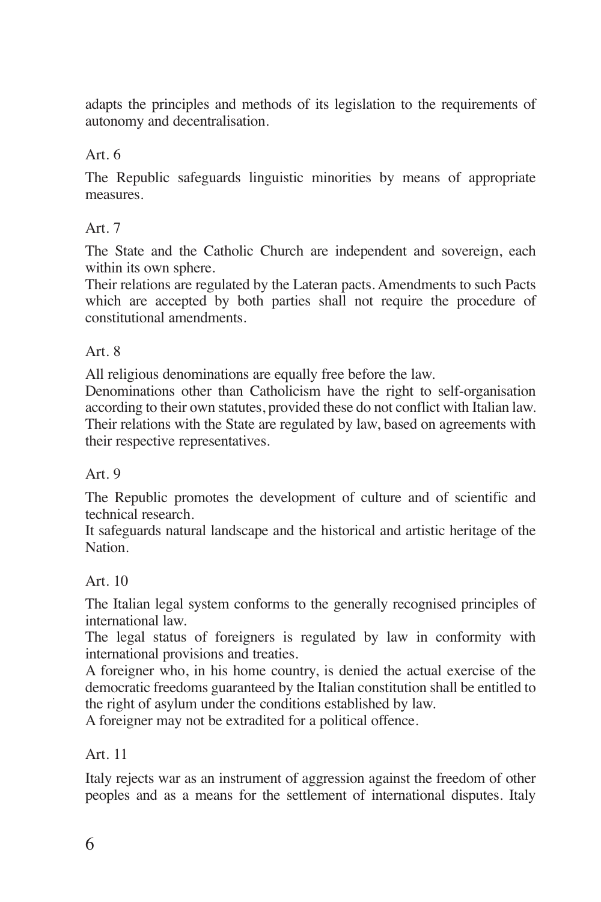adapts the principles and methods of its legislation to the requirements of autonomy and decentralisation.

Art. 6

The Republic safeguards linguistic minorities by means of appropriate measures.

Art. 7

The State and the Catholic Church are independent and sovereign, each within its own sphere.
Their relations are regulated by the Lateran pacts. Amendments to such Pacts which are accepted by both parties shall not require the procedure of constitutional amendments.

Art. 8

All religious denominations are equally free before the law.
Denominations other than Catholicism have the right to self-organisation according to their own statutes, provided these do not conflict with Italian law.
Their relations with the State are regulated by law, based on agreements with their respective representatives.

Art. 9

The Republic promotes the development of culture and of scientific and technical research.
It safeguards natural landscape and the historical and artistic heritage of the Nation.

Art. 10

The Italian legal system conforms to the generally recognised principles of international law.
The legal status of foreigners is regulated by law in conformity with international provisions and treaties.
A foreigner who, in his home country, is denied the actual exercise of the democratic freedoms guaranteed by the Italian constitution shall be entitled to the right of asylum under the conditions established by law.
A foreigner may not be extradited for a political offence.

Art. 11

Italy rejects war as an instrument of aggression against the freedom of other peoples and as a means for the settlement of international disputes. Italy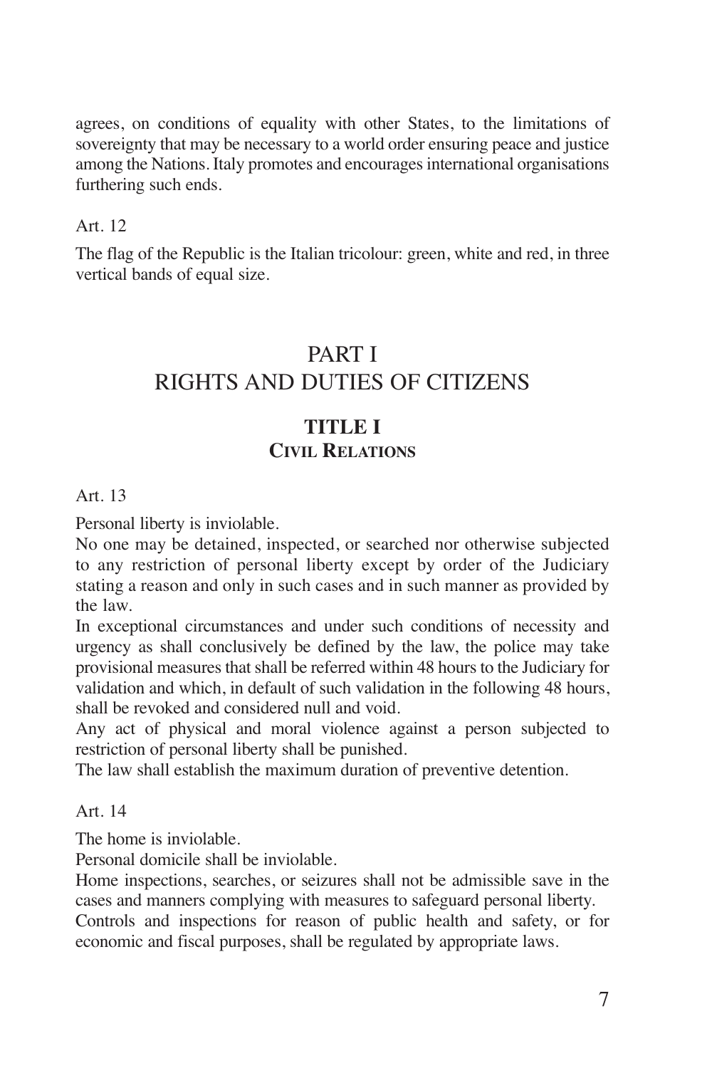agrees, on conditions of equality with other States, to the limitations of sovereignty that may be necessary to a world order ensuring peace and justice among the Nations. Italy promotes and encourages international organisations furthering such ends.

Art. 12

The flag of the Republic is the Italian tricolour: green, white and red, in three vertical bands of equal size.

# PART I
# RIGHTS AND DUTIES OF CITIZENS

## TITLE I
## CIVIL RELATIONS

Art. 13

Personal liberty is inviolable.
No one may be detained, inspected, or searched nor otherwise subjected to any restriction of personal liberty except by order of the Judiciary stating a reason and only in such cases and in such manner as provided by the law.
In exceptional circumstances and under such conditions of necessity and urgency as shall conclusively be defined by the law, the police may take provisional measures that shall be referred within 48 hours to the Judiciary for validation and which, in default of such validation in the following 48 hours, shall be revoked and considered null and void.
Any act of physical and moral violence against a person subjected to restriction of personal liberty shall be punished.
The law shall establish the maximum duration of preventive detention.

Art. 14

The home is inviolable.
Personal domicile shall be inviolable.
Home inspections, searches, or seizures shall not be admissible save in the cases and manners complying with measures to safeguard personal liberty.
Controls and inspections for reason of public health and safety, or for economic and fiscal purposes, shall be regulated by appropriate laws.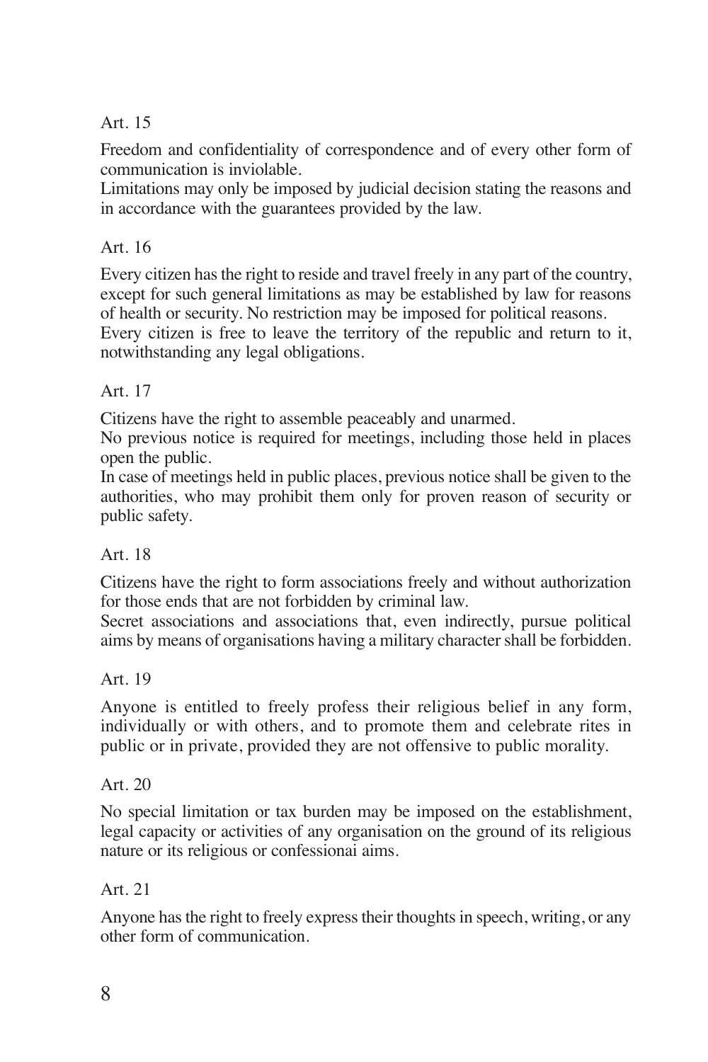## Art. 15

Freedom and confidentiality of correspondence and of every other form of communication is inviolable.

Limitations may only be imposed by judicial decision stating the reasons and in accordance with the guarantees provided by the law.

## Art. 16

Every citizen has the right to reside and travel freely in any part of the country, except for such general limitations as may be established by law for reasons of health or security. No restriction may be imposed for political reasons.

Every citizen is free to leave the territory of the republic and return to it, notwithstanding any legal obligations.

## Art. 17

Citizens have the right to assemble peaceably and unarmed.

No previous notice is required for meetings, including those held in places open the public.

In case of meetings held in public places, previous notice shall be given to the authorities, who may prohibit them only for proven reason of security or public safety.

## Art. 18

Citizens have the right to form associations freely and without authorization for those ends that are not forbidden by criminal law.

Secret associations and associations that, even indirectly, pursue political aims by means of organisations having a military character shall be forbidden.

## Art. 19

Anyone is entitled to freely profess their religious belief in any form, individually or with others, and to promote them and celebrate rites in public or in private, provided they are not offensive to public morality.

## Art. 20

No special limitation or tax burden may be imposed on the establishment, legal capacity or activities of any organisation on the ground of its religious nature or its religious or confessionai aims.

## Art. 21

Anyone has the right to freely express their thoughts in speech, writing, or any other form of communication.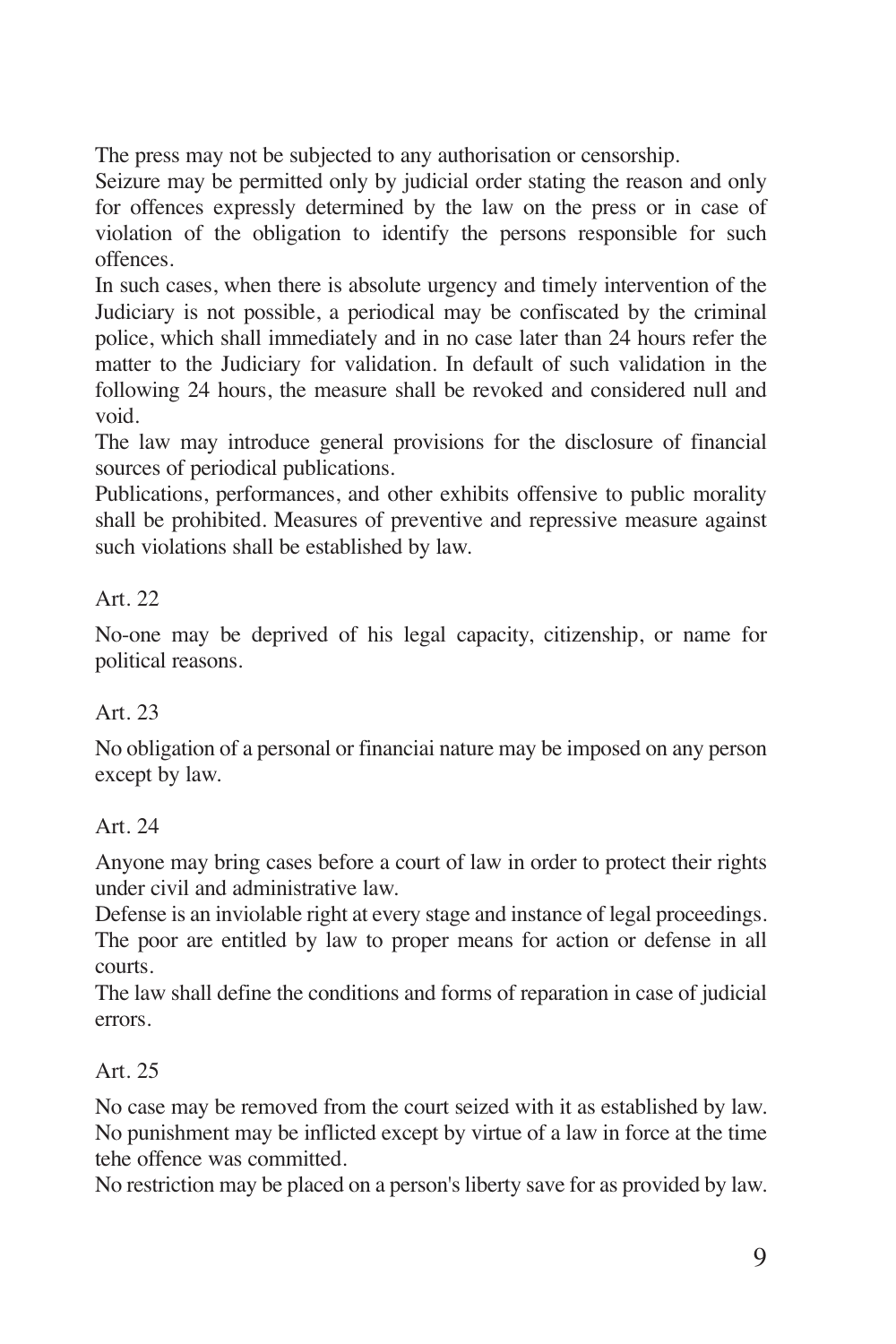The press may not be subjected to any authorisation or censorship.

Seizure may be permitted only by judicial order stating the reason and only for offences expressly determined by the law on the press or in case of violation of the obligation to identify the persons responsible for such offences.

In such cases, when there is absolute urgency and timely intervention of the Judiciary is not possible, a periodical may be confiscated by the criminal police, which shall immediately and in no case later than 24 hours refer the matter to the Judiciary for validation. In default of such validation in the following 24 hours, the measure shall be revoked and considered null and void.

The law may introduce general provisions for the disclosure of financial sources of periodical publications.

Publications, performances, and other exhibits offensive to public morality shall be prohibited. Measures of preventive and repressive measure against such violations shall be established by law.

Art. 22

No-one may be deprived of his legal capacity, citizenship, or name for political reasons.

Art. 23

No obligation of a personal or financiai nature may be imposed on any person except by law.

Art. 24

Anyone may bring cases before a court of law in order to protect their rights under civil and administrative law.

Defense is an inviolable right at every stage and instance of legal proceedings.

The poor are entitled by law to proper means for action or defense in all courts.

The law shall define the conditions and forms of reparation in case of judicial errors.

Art. 25

No case may be removed from the court seized with it as established by law.

No punishment may be inflicted except by virtue of a law in force at the time tehe offence was committed.

No restriction may be placed on a person's liberty save for as provided by law.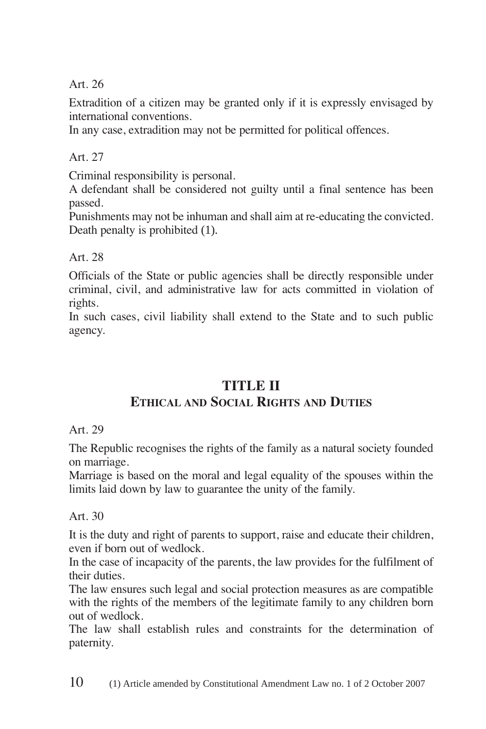Art. 26

Extradition of a citizen may be granted only if it is expressly envisaged by international conventions.
In any case, extradition may not be permitted for political offences.

Art. 27

Criminal responsibility is personal.
A defendant shall be considered not guilty until a final sentence has been passed.
Punishments may not be inhuman and shall aim at re-educating the convicted.
Death penalty is prohibited (1).

Art. 28

Officials of the State or public agencies shall be directly responsible under criminal, civil, and administrative law for acts committed in violation of rights.
In such cases, civil liability shall extend to the State and to such public agency.

## TITLE II
## ETHICAL AND SOCIAL RIGHTS AND DUTIES

Art. 29

The Republic recognises the rights of the family as a natural society founded on marriage.
Marriage is based on the moral and legal equality of the spouses within the limits laid down by law to guarantee the unity of the family.

Art. 30

It is the duty and right of parents to support, raise and educate their children, even if born out of wedlock.
In the case of incapacity of the parents, the law provides for the fulfilment of their duties.
The law ensures such legal and social protection measures as are compatible with the rights of the members of the legitimate family to any children born out of wedlock.
The law shall establish rules and constraints for the determination of paternity.

(1) Article amended by Constitutional Amendment Law no. 1 of 2 October 2007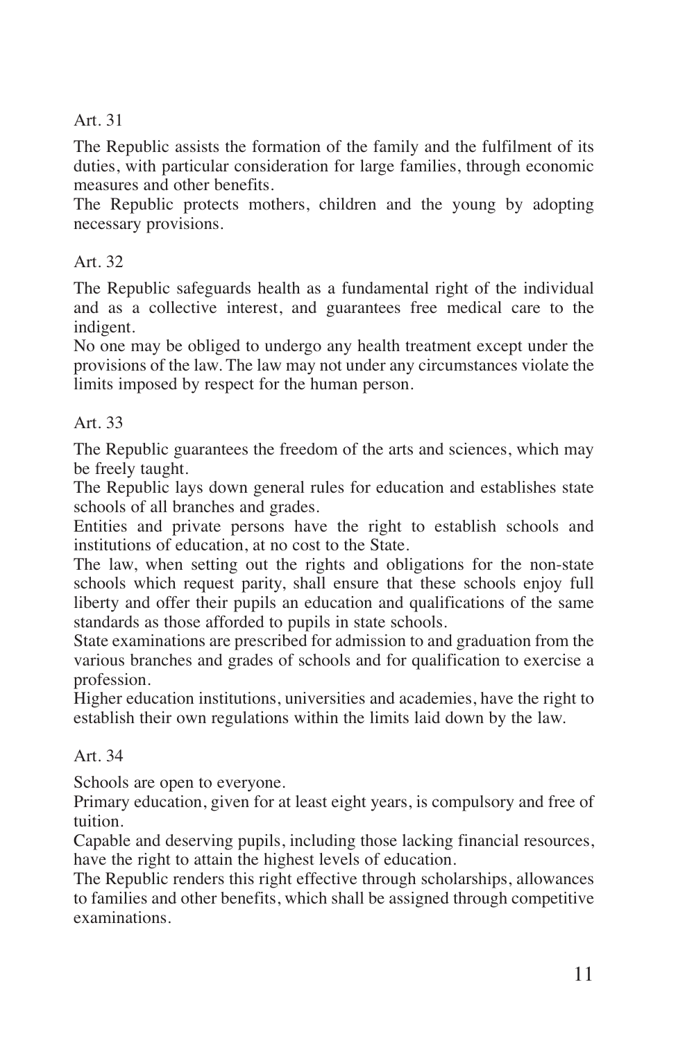Art. 31

The Republic assists the formation of the family and the fulfilment of its duties, with particular consideration for large families, through economic measures and other benefits.
The Republic protects mothers, children and the young by adopting necessary provisions.

Art. 32

The Republic safeguards health as a fundamental right of the individual and as a collective interest, and guarantees free medical care to the indigent.
No one may be obliged to undergo any health treatment except under the provisions of the law. The law may not under any circumstances violate the limits imposed by respect for the human person.

Art. 33

The Republic guarantees the freedom of the arts and sciences, which may be freely taught.
The Republic lays down general rules for education and establishes state schools of all branches and grades.
Entities and private persons have the right to establish schools and institutions of education, at no cost to the State.
The law, when setting out the rights and obligations for the non-state schools which request parity, shall ensure that these schools enjoy full liberty and offer their pupils an education and qualifications of the same standards as those afforded to pupils in state schools.
State examinations are prescribed for admission to and graduation from the various branches and grades of schools and for qualification to exercise a profession.
Higher education institutions, universities and academies, have the right to establish their own regulations within the limits laid down by the law.

Art. 34

Schools are open to everyone.
Primary education, given for at least eight years, is compulsory and free of tuition.
Capable and deserving pupils, including those lacking financial resources, have the right to attain the highest levels of education.
The Republic renders this right effective through scholarships, allowances to families and other benefits, which shall be assigned through competitive examinations.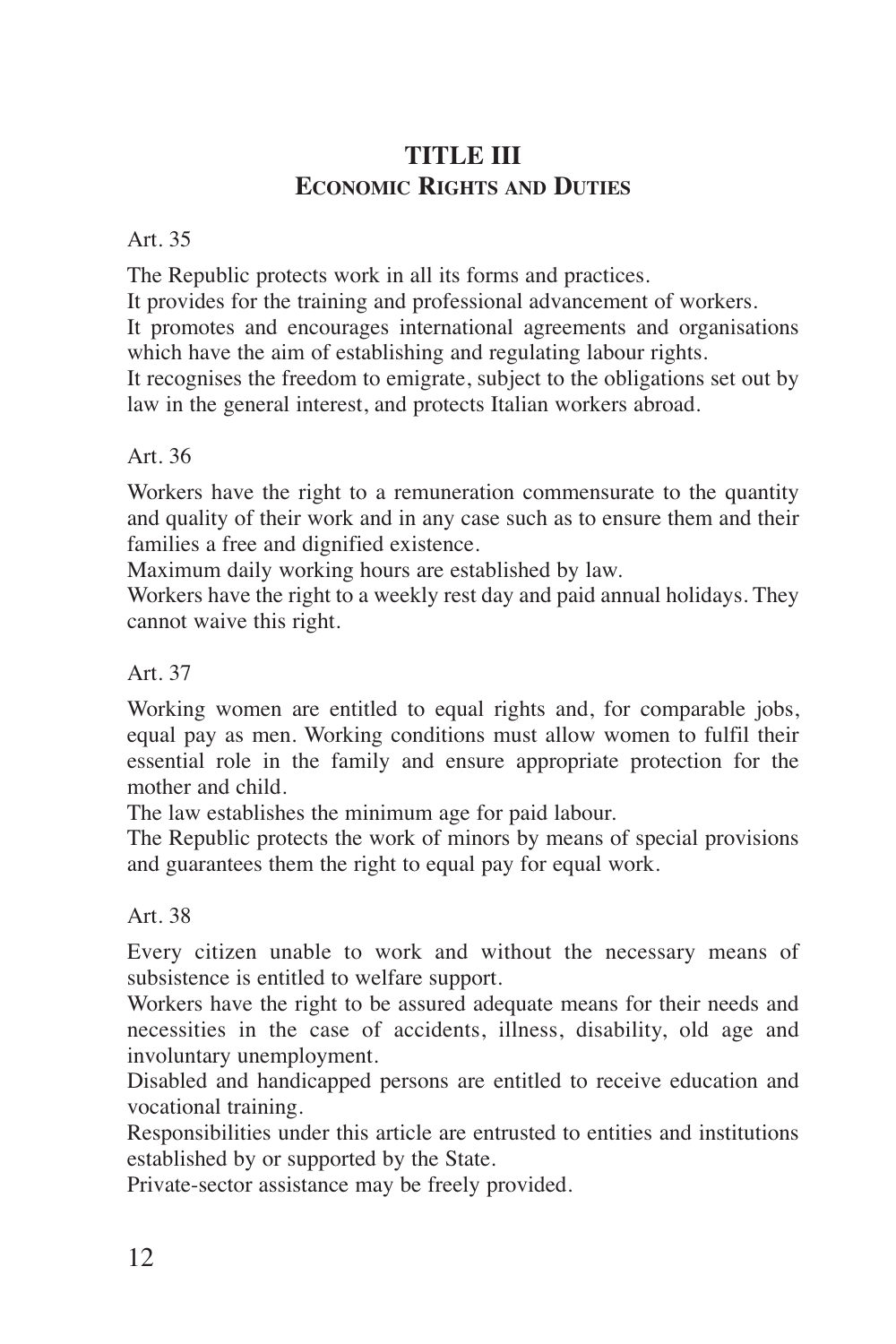## TITLE III
### ECONOMIC RIGHTS AND DUTIES

Art. 35

The Republic protects work in all its forms and practices.
It provides for the training and professional advancement of workers.
It promotes and encourages international agreements and organisations which have the aim of establishing and regulating labour rights.
It recognises the freedom to emigrate, subject to the obligations set out by law in the general interest, and protects Italian workers abroad.

Art. 36

Workers have the right to a remuneration commensurate to the quantity and quality of their work and in any case such as to ensure them and their families a free and dignified existence.
Maximum daily working hours are established by law.
Workers have the right to a weekly rest day and paid annual holidays. They cannot waive this right.

Art. 37

Working women are entitled to equal rights and, for comparable jobs, equal pay as men. Working conditions must allow women to fulfil their essential role in the family and ensure appropriate protection for the mother and child.
The law establishes the minimum age for paid labour.
The Republic protects the work of minors by means of special provisions and guarantees them the right to equal pay for equal work.

Art. 38

Every citizen unable to work and without the necessary means of subsistence is entitled to welfare support.
Workers have the right to be assured adequate means for their needs and necessities in the case of accidents, illness, disability, old age and involuntary unemployment.
Disabled and handicapped persons are entitled to receive education and vocational training.
Responsibilities under this article are entrusted to entities and institutions established by or supported by the State.
Private-sector assistance may be freely provided.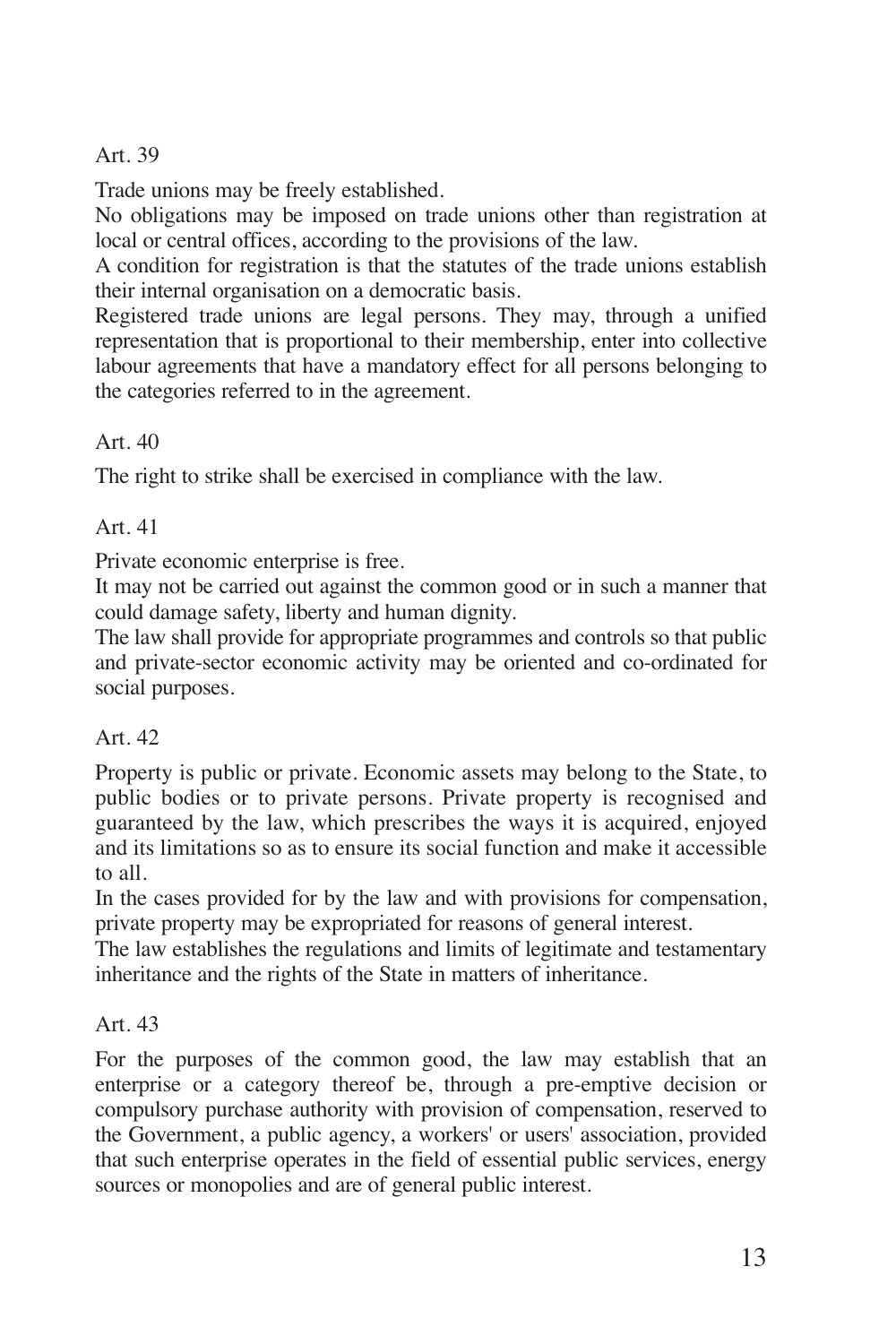Art. 39

Trade unions may be freely established.

No obligations may be imposed on trade unions other than registration at local or central offices, according to the provisions of the law.

A condition for registration is that the statutes of the trade unions establish their internal organisation on a democratic basis.

Registered trade unions are legal persons. They may, through a unified representation that is proportional to their membership, enter into collective labour agreements that have a mandatory effect for all persons belonging to the categories referred to in the agreement.

Art. 40

The right to strike shall be exercised in compliance with the law.

Art. 41

Private economic enterprise is free.

It may not be carried out against the common good or in such a manner that could damage safety, liberty and human dignity.

The law shall provide for appropriate programmes and controls so that public and private-sector economic activity may be oriented and co-ordinated for social purposes.

Art. 42

Property is public or private. Economic assets may belong to the State, to public bodies or to private persons. Private property is recognised and guaranteed by the law, which prescribes the ways it is acquired, enjoyed and its limitations so as to ensure its social function and make it accessible to all.

In the cases provided for by the law and with provisions for compensation, private property may be expropriated for reasons of general interest.

The law establishes the regulations and limits of legitimate and testamentary inheritance and the rights of the State in matters of inheritance.

Art. 43

For the purposes of the common good, the law may establish that an enterprise or a category thereof be, through a pre-emptive decision or compulsory purchase authority with provision of compensation, reserved to the Government, a public agency, a workers' or users' association, provided that such enterprise operates in the field of essential public services, energy sources or monopolies and are of general public interest.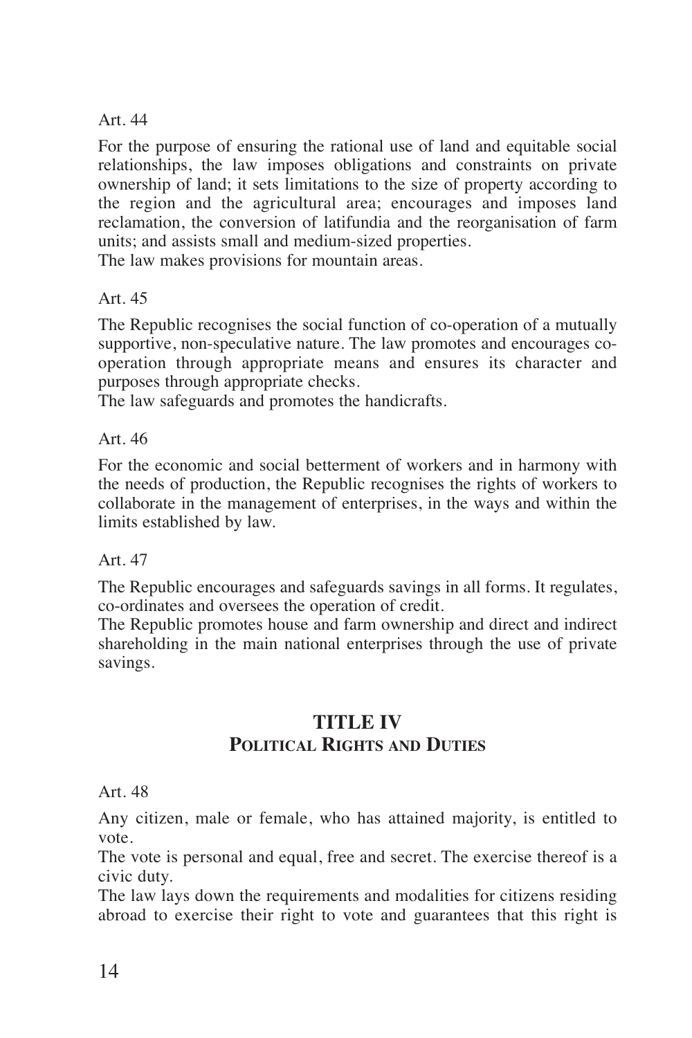Art. 44

For the purpose of ensuring the rational use of land and equitable social relationships, the law imposes obligations and constraints on private ownership of land; it sets limitations to the size of property according to the region and the agricultural area; encourages and imposes land reclamation, the conversion of latifundia and the reorganisation of farm units; and assists small and medium-sized properties.
The law makes provisions for mountain areas.

Art. 45

The Republic recognises the social function of co-operation of a mutually supportive, non-speculative nature. The law promotes and encourages co-operation through appropriate means and ensures its character and purposes through appropriate checks.
The law safeguards and promotes the handicrafts.

Art. 46

For the economic and social betterment of workers and in harmony with the needs of production, the Republic recognises the rights of workers to collaborate in the management of enterprises, in the ways and within the limits established by law.

Art. 47

The Republic encourages and safeguards savings in all forms. It regulates, co-ordinates and oversees the operation of credit.
The Republic promotes house and farm ownership and direct and indirect shareholding in the main national enterprises through the use of private savings.

## TITLE IV
### POLITICAL RIGHTS AND DUTIES

Art. 48

Any citizen, male or female, who has attained majority, is entitled to vote.
The vote is personal and equal, free and secret. The exercise thereof is a civic duty.
The law lays down the requirements and modalities for citizens residing abroad to exercise their right to vote and guarantees that this right is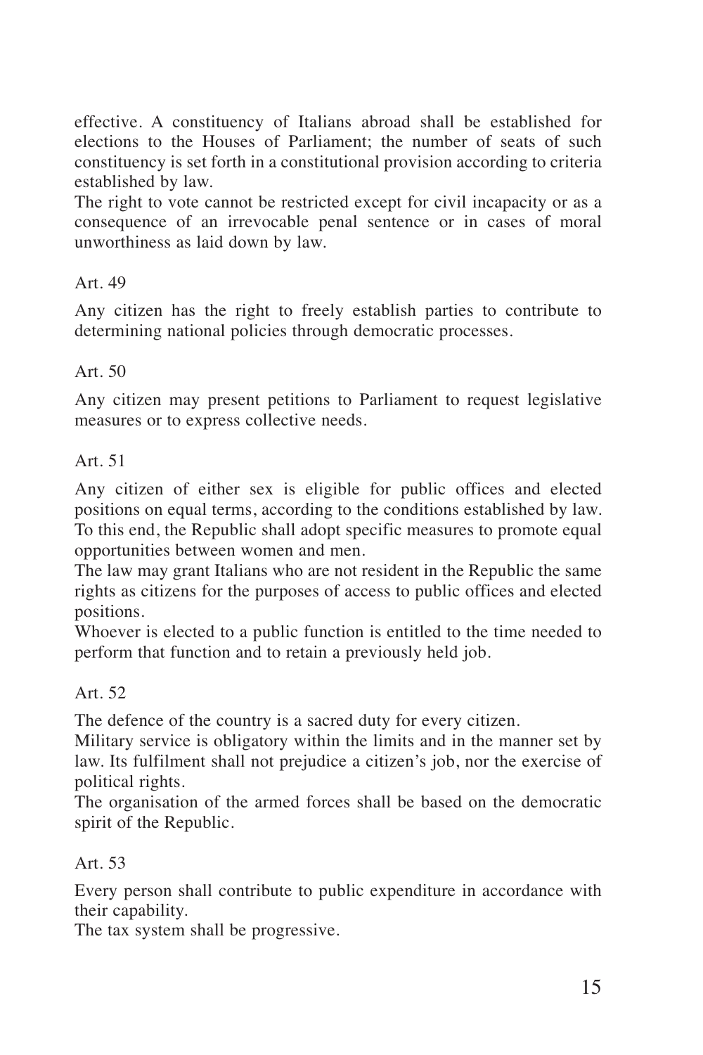effective. A constituency of Italians abroad shall be established for elections to the Houses of Parliament; the number of seats of such constituency is set forth in a constitutional provision according to criteria established by law.
The right to vote cannot be restricted except for civil incapacity or as a consequence of an irrevocable penal sentence or in cases of moral unworthiness as laid down by law.

Art. 49

Any citizen has the right to freely establish parties to contribute to determining national policies through democratic processes.

Art. 50

Any citizen may present petitions to Parliament to request legislative measures or to express collective needs.

Art. 51

Any citizen of either sex is eligible for public offices and elected positions on equal terms, according to the conditions established by law. To this end, the Republic shall adopt specific measures to promote equal opportunities between women and men.
The law may grant Italians who are not resident in the Republic the same rights as citizens for the purposes of access to public offices and elected positions.
Whoever is elected to a public function is entitled to the time needed to perform that function and to retain a previously held job.

Art. 52

The defence of the country is a sacred duty for every citizen.
Military service is obligatory within the limits and in the manner set by law. Its fulfilment shall not prejudice a citizen's job, nor the exercise of political rights.
The organisation of the armed forces shall be based on the democratic spirit of the Republic.

Art. 53

Every person shall contribute to public expenditure in accordance with their capability.
The tax system shall be progressive.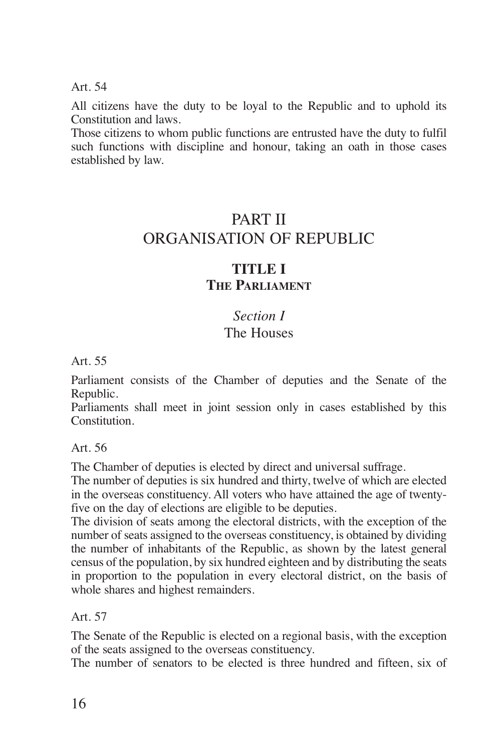Art. 54

All citizens have the duty to be loyal to the Republic and to uphold its Constitution and laws.
Those citizens to whom public functions are entrusted have the duty to fulfil such functions with discipline and honour, taking an oath in those cases established by law.

# PART II
# ORGANISATION OF REPUBLIC

## TITLE I
## The Parliament

### *Section I*
### The Houses

Art. 55

Parliament consists of the Chamber of deputies and the Senate of the Republic.
Parliaments shall meet in joint session only in cases established by this Constitution.

Art. 56

The Chamber of deputies is elected by direct and universal suffrage.
The number of deputies is six hundred and thirty, twelve of which are elected in the overseas constituency. All voters who have attained the age of twenty-five on the day of elections are eligible to be deputies.
The division of seats among the electoral districts, with the exception of the number of seats assigned to the overseas constituency, is obtained by dividing the number of inhabitants of the Republic, as shown by the latest general census of the population, by six hundred eighteen and by distributing the seats in proportion to the population in every electoral district, on the basis of whole shares and highest remainders.

Art. 57

The Senate of the Republic is elected on a regional basis, with the exception of the seats assigned to the overseas constituency.
The number of senators to be elected is three hundred and fifteen, six of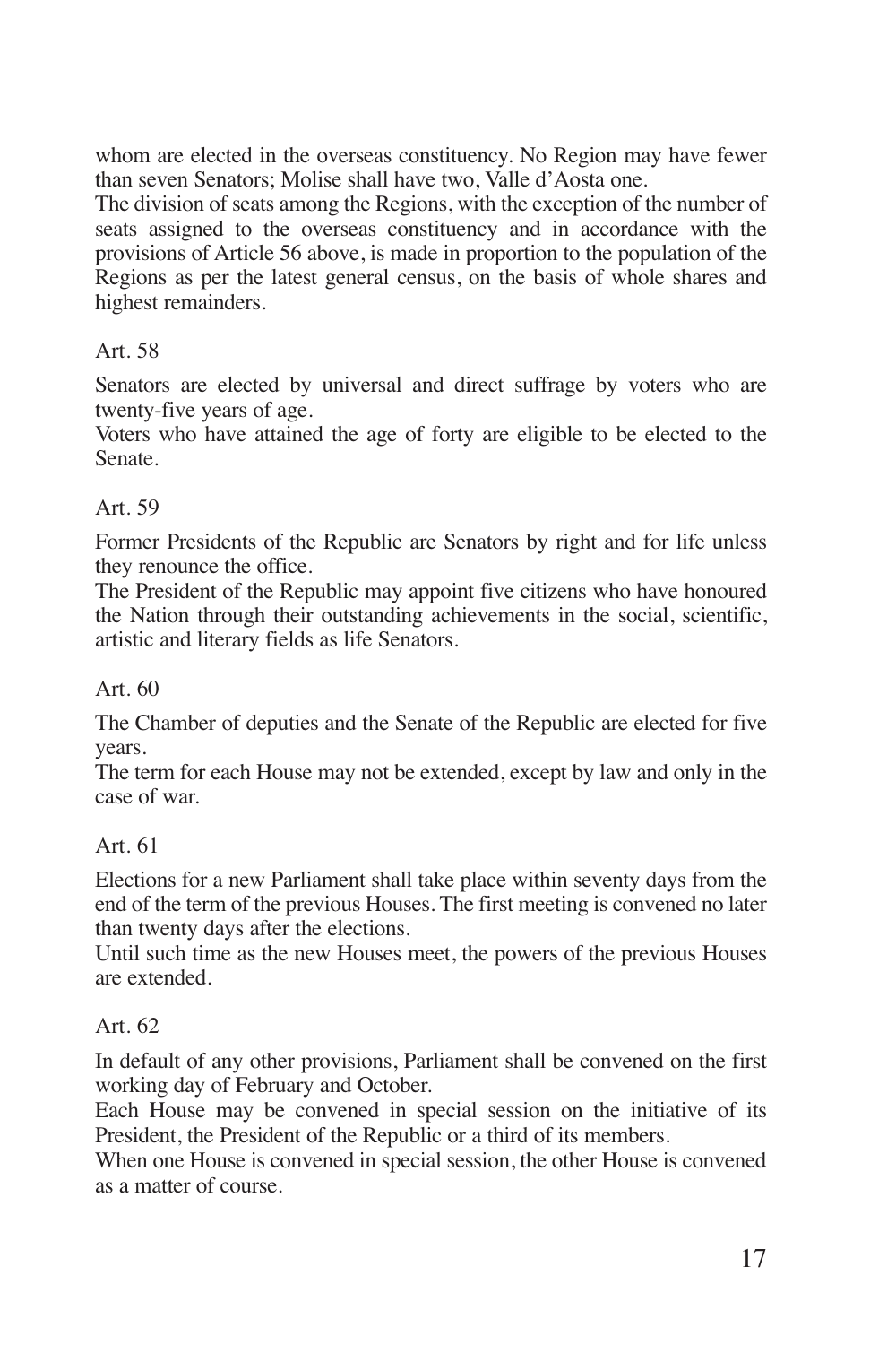whom are elected in the overseas constituency. No Region may have fewer than seven Senators; Molise shall have two, Valle d'Aosta one.
The division of seats among the Regions, with the exception of the number of seats assigned to the overseas constituency and in accordance with the provisions of Article 56 above, is made in proportion to the population of the Regions as per the latest general census, on the basis of whole shares and highest remainders.

Art. 58

Senators are elected by universal and direct suffrage by voters who are twenty-five years of age.
Voters who have attained the age of forty are eligible to be elected to the Senate.

Art. 59

Former Presidents of the Republic are Senators by right and for life unless they renounce the office.
The President of the Republic may appoint five citizens who have honoured the Nation through their outstanding achievements in the social, scientific, artistic and literary fields as life Senators.

Art. 60

The Chamber of deputies and the Senate of the Republic are elected for five years.
The term for each House may not be extended, except by law and only in the case of war.

Art. 61

Elections for a new Parliament shall take place within seventy days from the end of the term of the previous Houses. The first meeting is convened no later than twenty days after the elections.
Until such time as the new Houses meet, the powers of the previous Houses are extended.

Art. 62

In default of any other provisions, Parliament shall be convened on the first working day of February and October.
Each House may be convened in special session on the initiative of its President, the President of the Republic or a third of its members.
When one House is convened in special session, the other House is convened as a matter of course.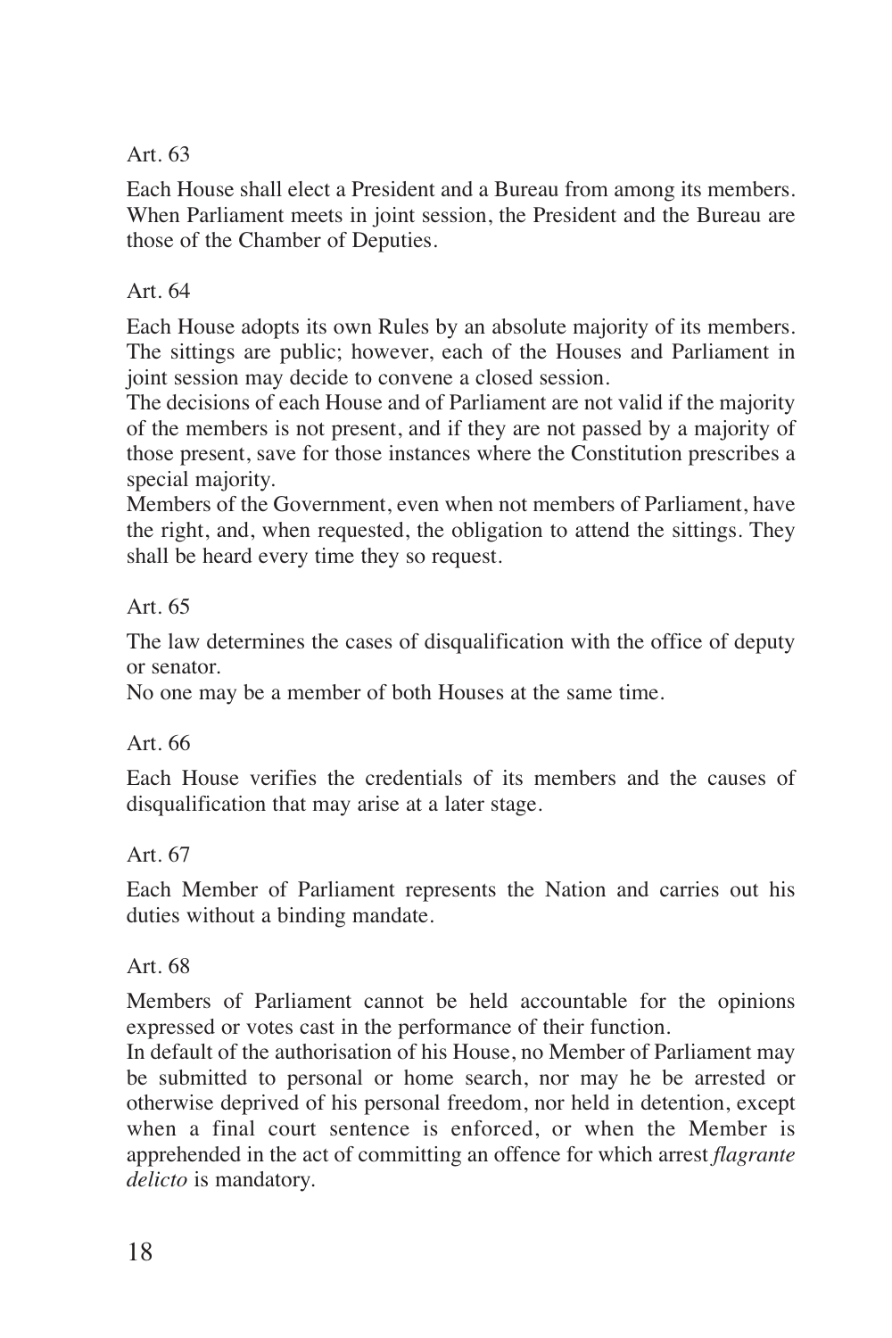Art. 63

Each House shall elect a President and a Bureau from among its members. When Parliament meets in joint session, the President and the Bureau are those of the Chamber of Deputies.

Art. 64

Each House adopts its own Rules by an absolute majority of its members.
The sittings are public; however, each of the Houses and Parliament in joint session may decide to convene a closed session.
The decisions of each House and of Parliament are not valid if the majority of the members is not present, and if they are not passed by a majority of those present, save for those instances where the Constitution prescribes a special majority.
Members of the Government, even when not members of Parliament, have the right, and, when requested, the obligation to attend the sittings. They shall be heard every time they so request.

Art. 65

The law determines the cases of disqualification with the office of deputy or senator.
No one may be a member of both Houses at the same time.

Art. 66

Each House verifies the credentials of its members and the causes of disqualification that may arise at a later stage.

Art. 67

Each Member of Parliament represents the Nation and carries out his duties without a binding mandate.

Art. 68

Members of Parliament cannot be held accountable for the opinions expressed or votes cast in the performance of their function.
In default of the authorisation of his House, no Member of Parliament may be submitted to personal or home search, nor may he be arrested or otherwise deprived of his personal freedom, nor held in detention, except when a final court sentence is enforced, or when the Member is apprehended in the act of committing an offence for which arrest *flagrante delicto* is mandatory.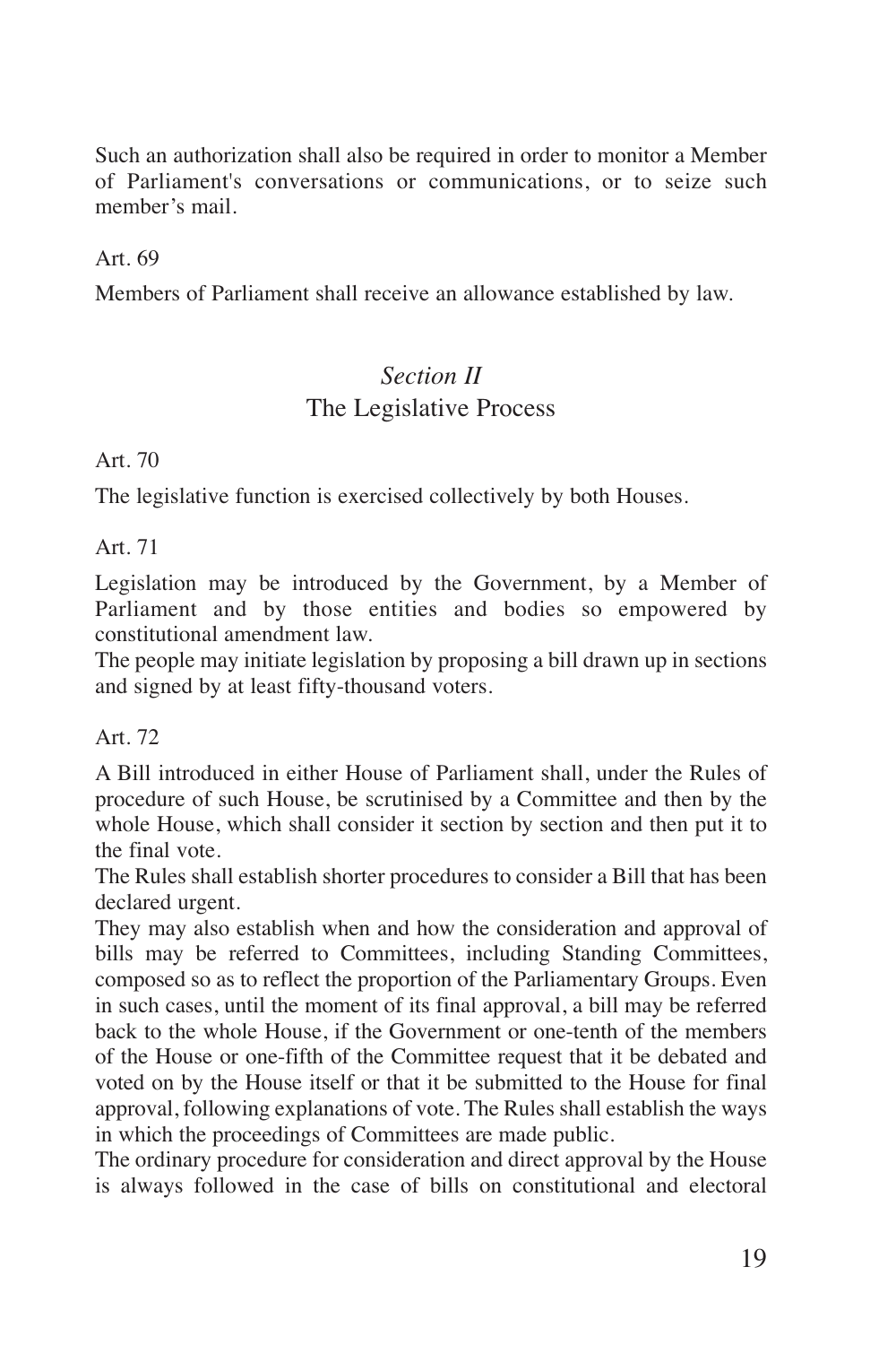Such an authorization shall also be required in order to monitor a Member of Parliament's conversations or communications, or to seize such member’s mail.

Art. 69

Members of Parliament shall receive an allowance established by law.

## *Section II*
## The Legislative Process

Art. 70

The legislative function is exercised collectively by both Houses.

Art. 71

Legislation may be introduced by the Government, by a Member of Parliament and by those entities and bodies so empowered by constitutional amendment law.

The people may initiate legislation by proposing a bill drawn up in sections and signed by at least fifty-thousand voters.

Art. 72

A Bill introduced in either House of Parliament shall, under the Rules of procedure of such House, be scrutinised by a Committee and then by the whole House, which shall consider it section by section and then put it to the final vote.

The Rules shall establish shorter procedures to consider a Bill that has been declared urgent.

They may also establish when and how the consideration and approval of bills may be referred to Committees, including Standing Committees, composed so as to reflect the proportion of the Parliamentary Groups. Even in such cases, until the moment of its final approval, a bill may be referred back to the whole House, if the Government or one-tenth of the members of the House or one-fifth of the Committee request that it be debated and voted on by the House itself or that it be submitted to the House for final approval, following explanations of vote. The Rules shall establish the ways in which the proceedings of Committees are made public.

The ordinary procedure for consideration and direct approval by the House is always followed in the case of bills on constitutional and electoral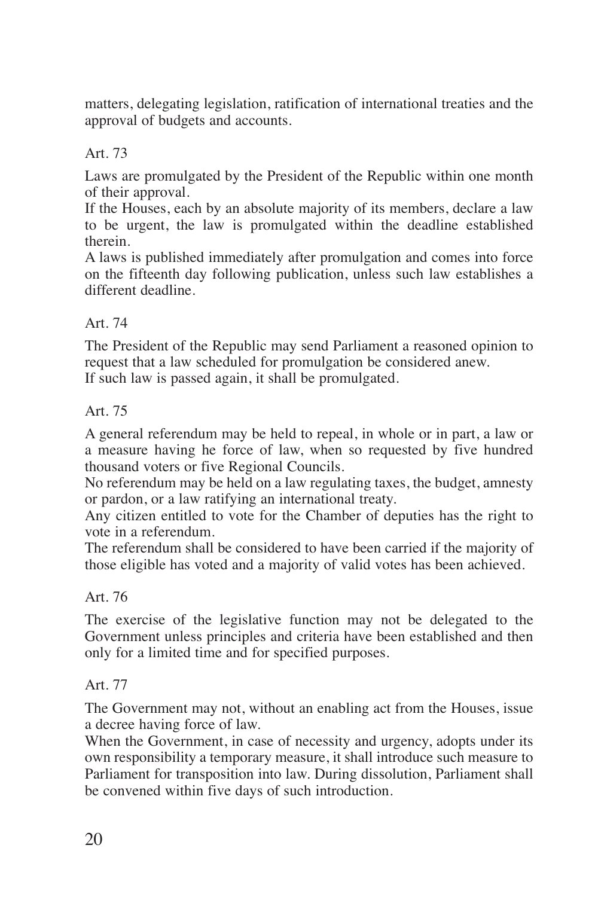matters, delegating legislation, ratification of international treaties and the approval of budgets and accounts.

Art. 73

Laws are promulgated by the President of the Republic within one month of their approval.
If the Houses, each by an absolute majority of its members, declare a law to be urgent, the law is promulgated within the deadline established therein.
A laws is published immediately after promulgation and comes into force on the fifteenth day following publication, unless such law establishes a different deadline.

Art. 74

The President of the Republic may send Parliament a reasoned opinion to request that a law scheduled for promulgation be considered anew.
If such law is passed again, it shall be promulgated.

Art. 75

A general referendum may be held to repeal, in whole or in part, a law or a measure having he force of law, when so requested by five hundred thousand voters or five Regional Councils.
No referendum may be held on a law regulating taxes, the budget, amnesty or pardon, or a law ratifying an international treaty.
Any citizen entitled to vote for the Chamber of deputies has the right to vote in a referendum.
The referendum shall be considered to have been carried if the majority of those eligible has voted and a majority of valid votes has been achieved.

Art. 76

The exercise of the legislative function may not be delegated to the Government unless principles and criteria have been established and then only for a limited time and for specified purposes.

Art. 77

The Government may not, without an enabling act from the Houses, issue a decree having force of law.
When the Government, in case of necessity and urgency, adopts under its own responsibility a temporary measure, it shall introduce such measure to Parliament for transposition into law. During dissolution, Parliament shall be convened within five days of such introduction.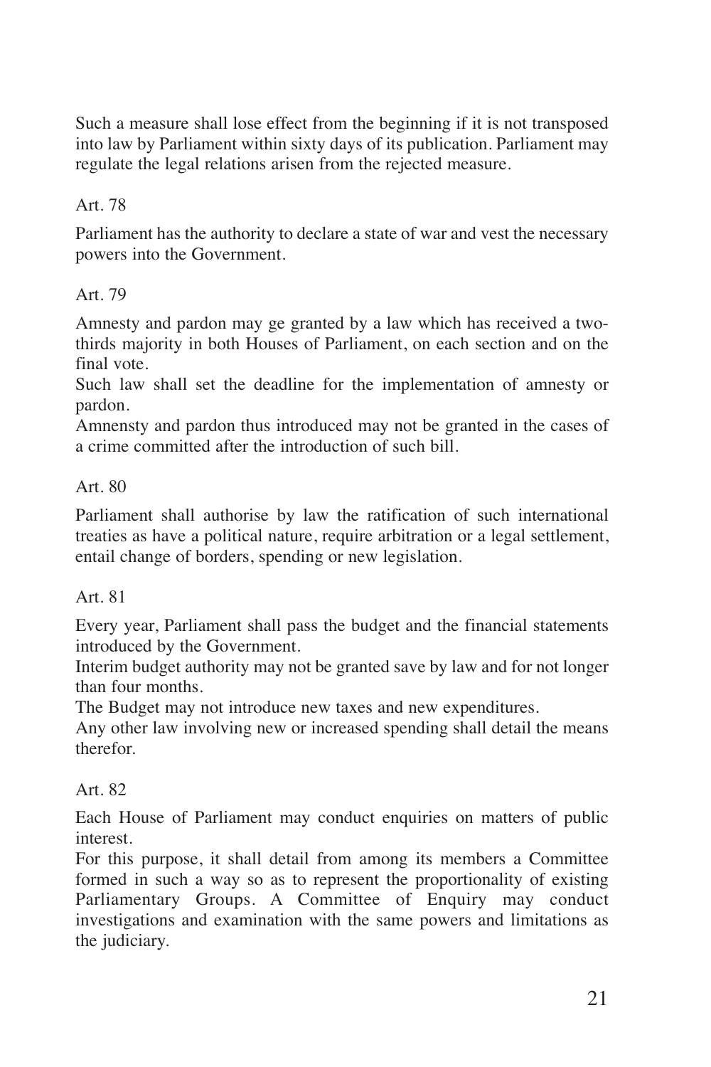Such a measure shall lose effect from the beginning if it is not transposed into law by Parliament within sixty days of its publication. Parliament may regulate the legal relations arisen from the rejected measure.

Art. 78

Parliament has the authority to declare a state of war and vest the necessary powers into the Government.

Art. 79

Amnesty and pardon may ge granted by a law which has received a two-thirds majority in both Houses of Parliament, on each section and on the final vote.

Such law shall set the deadline for the implementation of amnesty or pardon.

Amnensty and pardon thus introduced may not be granted in the cases of a crime committed after the introduction of such bill.

Art. 80

Parliament shall authorise by law the ratification of such international treaties as have a political nature, require arbitration or a legal settlement, entail change of borders, spending or new legislation.

Art. 81

Every year, Parliament shall pass the budget and the financial statements introduced by the Government.

Interim budget authority may not be granted save by law and for not longer than four months.

The Budget may not introduce new taxes and new expenditures.

Any other law involving new or increased spending shall detail the means therefor.

Art. 82

Each House of Parliament may conduct enquiries on matters of public interest.

For this purpose, it shall detail from among its members a Committee formed in such a way so as to represent the proportionality of existing Parliamentary Groups. A Committee of Enquiry may conduct investigations and examination with the same powers and limitations as the judiciary.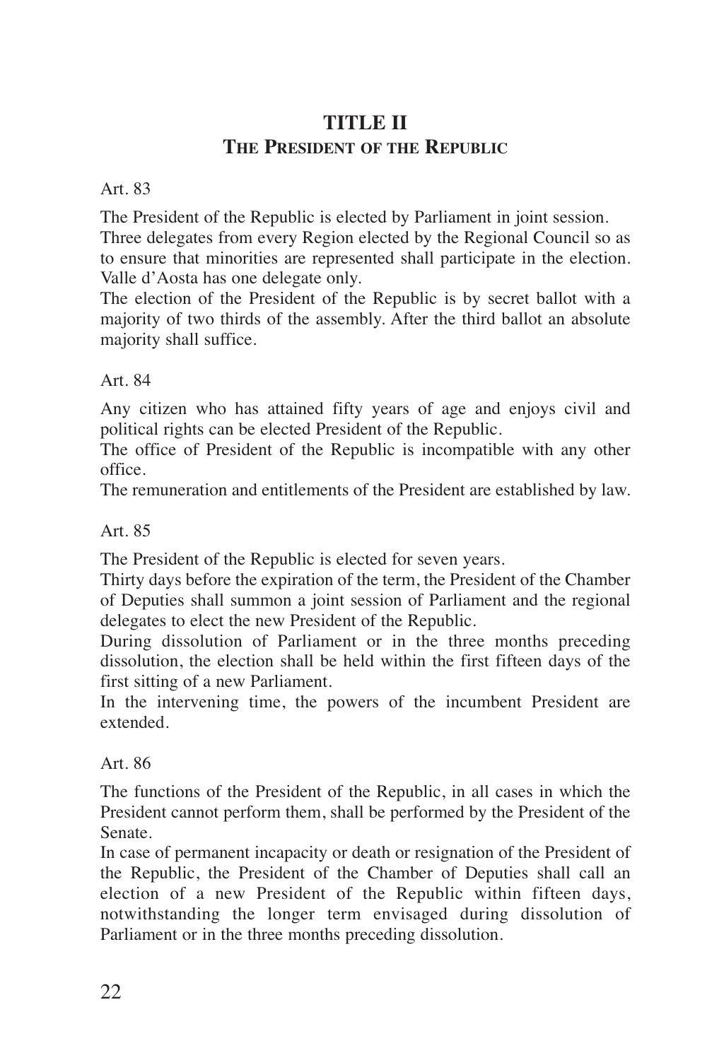## TITLE II
### The President of the Republic

Art. 83

The President of the Republic is elected by Parliament in joint session.
Three delegates from every Region elected by the Regional Council so as to ensure that minorities are represented shall participate in the election. Valle d'Aosta has one delegate only.
The election of the President of the Republic is by secret ballot with a majority of two thirds of the assembly. After the third ballot an absolute majority shall suffice.

Art. 84

Any citizen who has attained fifty years of age and enjoys civil and political rights can be elected President of the Republic.
The office of President of the Republic is incompatible with any other office.
The remuneration and entitlements of the President are established by law.

Art. 85

The President of the Republic is elected for seven years.
Thirty days before the expiration of the term, the President of the Chamber of Deputies shall summon a joint session of Parliament and the regional delegates to elect the new President of the Republic.
During dissolution of Parliament or in the three months preceding dissolution, the election shall be held within the first fifteen days of the first sitting of a new Parliament.
In the intervening time, the powers of the incumbent President are extended.

Art. 86

The functions of the President of the Republic, in all cases in which the President cannot perform them, shall be performed by the President of the Senate.
In case of permanent incapacity or death or resignation of the President of the Republic, the President of the Chamber of Deputies shall call an election of a new President of the Republic within fifteen days, notwithstanding the longer term envisaged during dissolution of Parliament or in the three months preceding dissolution.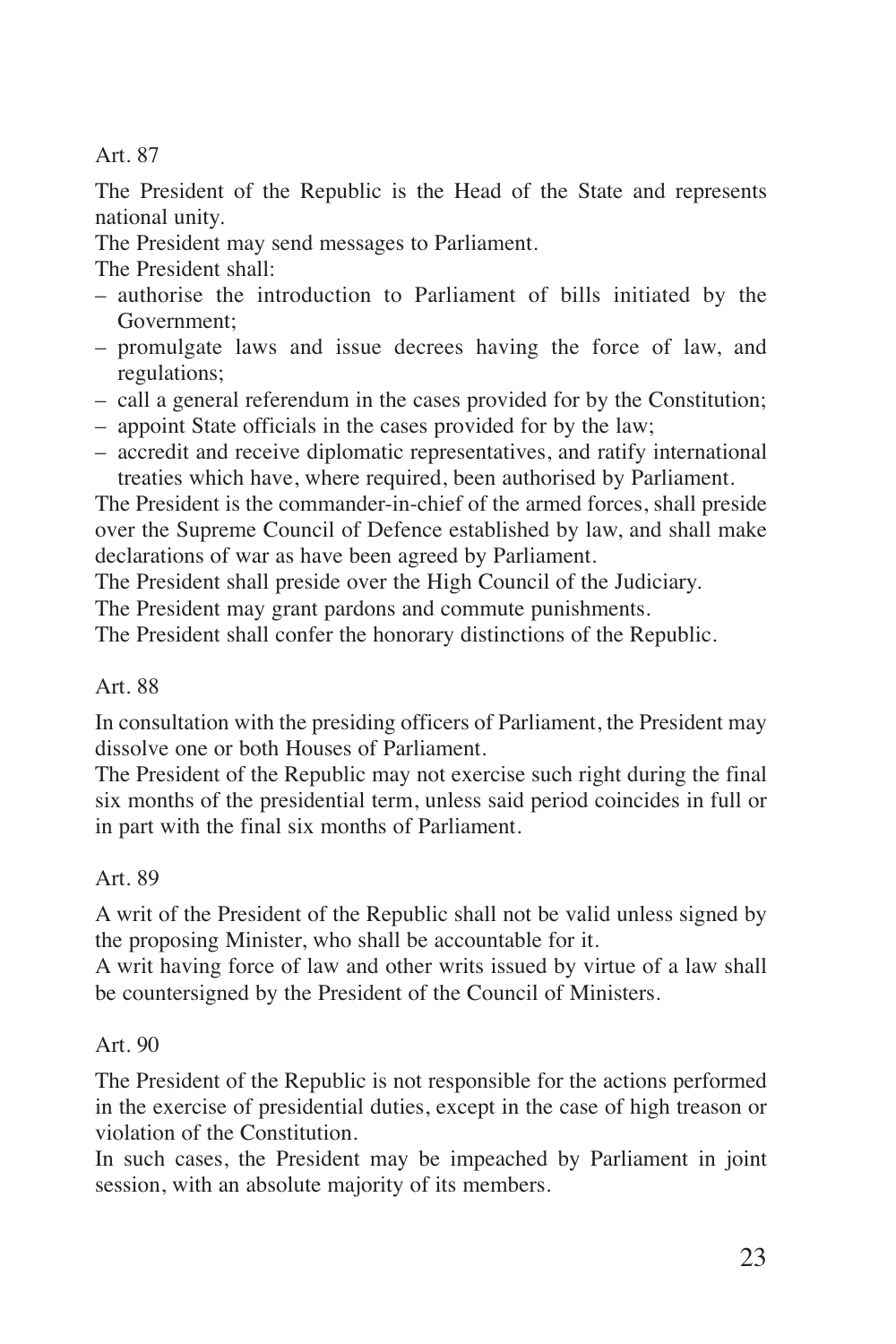Art. 87

The President of the Republic is the Head of the State and represents national unity.

The President may send messages to Parliament.

The President shall:

- authorise the introduction to Parliament of bills initiated by the Government;
- promulgate laws and issue decrees having the force of law, and regulations;
- call a general referendum in the cases provided for by the Constitution;
- appoint State officials in the cases provided for by the law;
- accredit and receive diplomatic representatives, and ratify international treaties which have, where required, been authorised by Parliament.

The President is the commander-in-chief of the armed forces, shall preside over the Supreme Council of Defence established by law, and shall make declarations of war as have been agreed by Parliament.

The President shall preside over the High Council of the Judiciary.

The President may grant pardons and commute punishments.

The President shall confer the honorary distinctions of the Republic.

Art. 88

In consultation with the presiding officers of Parliament, the President may dissolve one or both Houses of Parliament.

The President of the Republic may not exercise such right during the final six months of the presidential term, unless said period coincides in full or in part with the final six months of Parliament.

Art. 89

A writ of the President of the Republic shall not be valid unless signed by the proposing Minister, who shall be accountable for it.

A writ having force of law and other writs issued by virtue of a law shall be countersigned by the President of the Council of Ministers.

Art. 90

The President of the Republic is not responsible for the actions performed in the exercise of presidential duties, except in the case of high treason or violation of the Constitution.

In such cases, the President may be impeached by Parliament in joint session, with an absolute majority of its members.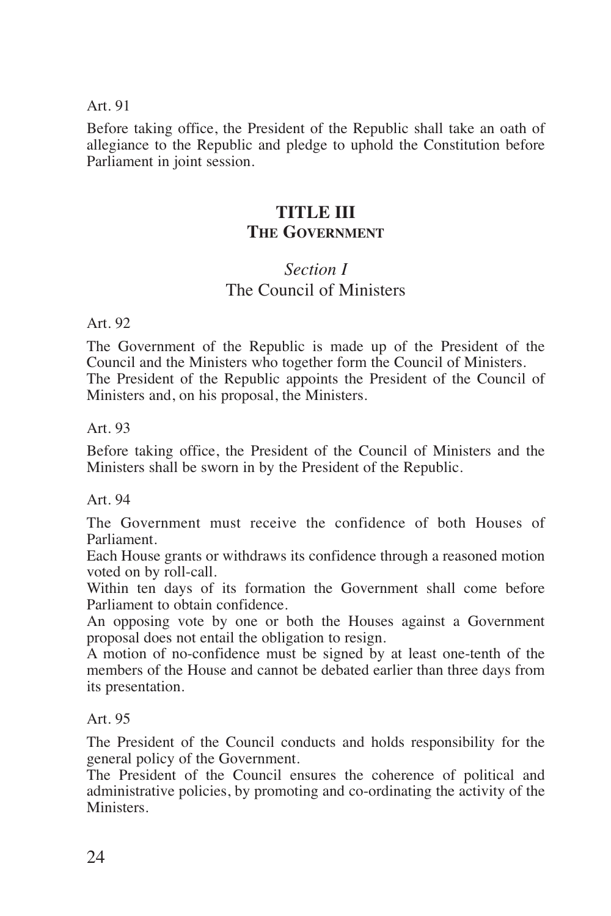Art. 91

Before taking office, the President of the Republic shall take an oath of allegiance to the Republic and pledge to uphold the Constitution before Parliament in joint session.

## TITLE III
## THE GOVERNMENT

### *Section I*
### The Council of Ministers

Art. 92

The Government of the Republic is made up of the President of the Council and the Ministers who together form the Council of Ministers.
The President of the Republic appoints the President of the Council of Ministers and, on his proposal, the Ministers.

Art. 93

Before taking office, the President of the Council of Ministers and the Ministers shall be sworn in by the President of the Republic.

Art. 94

The Government must receive the confidence of both Houses of Parliament.
Each House grants or withdraws its confidence through a reasoned motion voted on by roll-call.
Within ten days of its formation the Government shall come before Parliament to obtain confidence.
An opposing vote by one or both the Houses against a Government proposal does not entail the obligation to resign.
A motion of no-confidence must be signed by at least one-tenth of the members of the House and cannot be debated earlier than three days from its presentation.

Art. 95

The President of the Council conducts and holds responsibility for the general policy of the Government.
The President of the Council ensures the coherence of political and administrative policies, by promoting and co-ordinating the activity of the Ministers.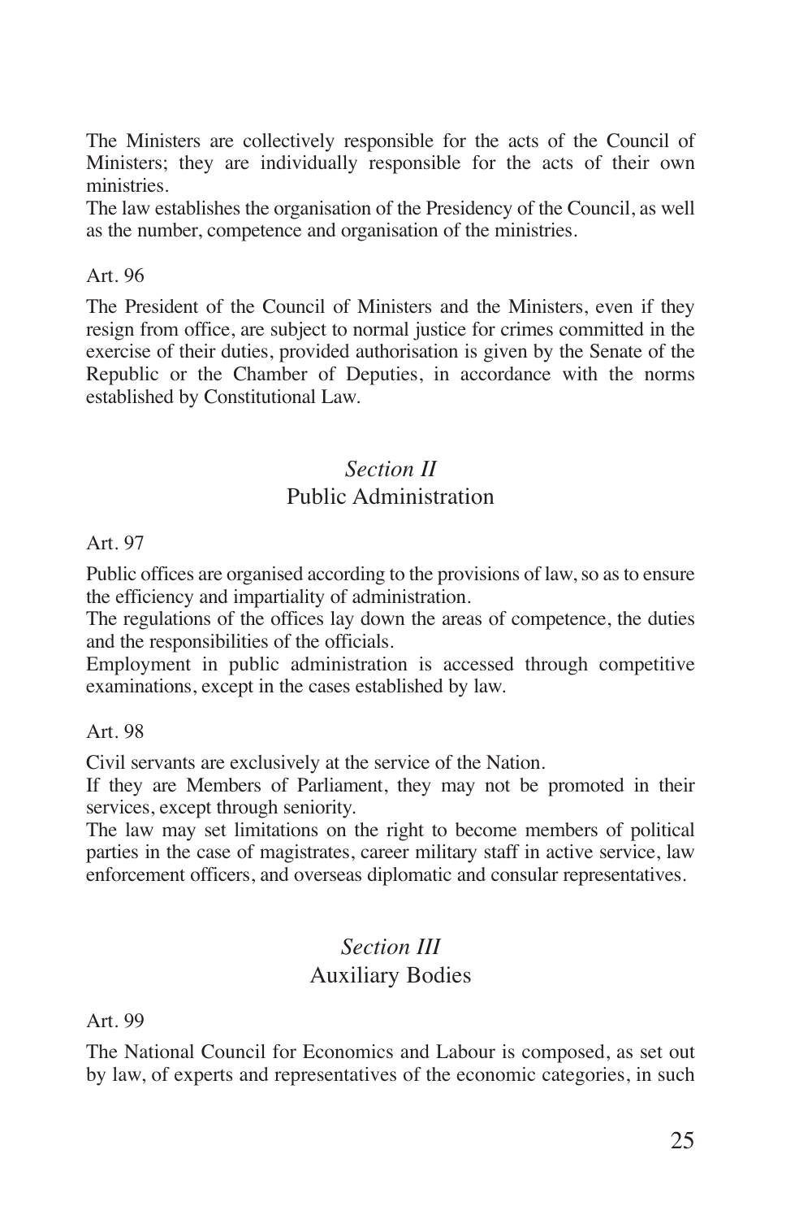The Ministers are collectively responsible for the acts of the Council of Ministers; they are individually responsible for the acts of their own ministries.
The law establishes the organisation of the Presidency of the Council, as well as the number, competence and organisation of the ministries.

Art. 96

The President of the Council of Ministers and the Ministers, even if they resign from office, are subject to normal justice for crimes committed in the exercise of their duties, provided authorisation is given by the Senate of the Republic or the Chamber of Deputies, in accordance with the norms established by Constitutional Law.

## *Section II*
## Public Administration

Art. 97

Public offices are organised according to the provisions of law, so as to ensure the efficiency and impartiality of administration.
The regulations of the offices lay down the areas of competence, the duties and the responsibilities of the officials.
Employment in public administration is accessed through competitive examinations, except in the cases established by law.

Art. 98

Civil servants are exclusively at the service of the Nation.
If they are Members of Parliament, they may not be promoted in their services, except through seniority.
The law may set limitations on the right to become members of political parties in the case of magistrates, career military staff in active service, law enforcement officers, and overseas diplomatic and consular representatives.

## *Section III*
## Auxiliary Bodies

Art. 99

The National Council for Economics and Labour is composed, as set out by law, of experts and representatives of the economic categories, in such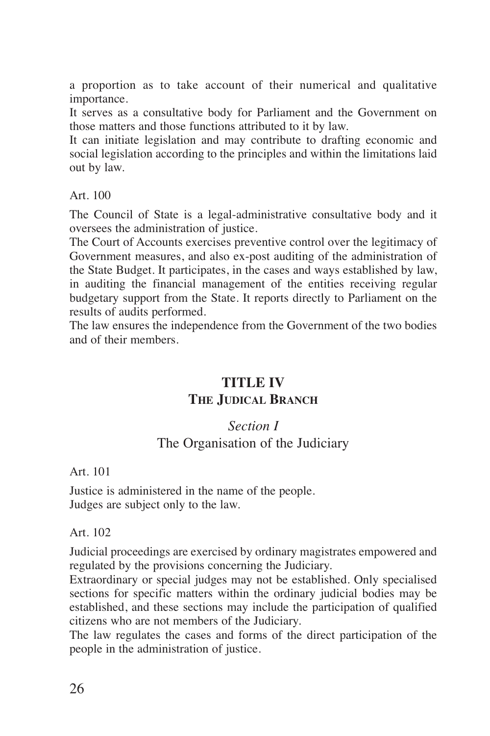a proportion as to take account of their numerical and qualitative importance.
It serves as a consultative body for Parliament and the Government on those matters and those functions attributed to it by law.
It can initiate legislation and may contribute to drafting economic and social legislation according to the principles and within the limitations laid out by law.

Art. 100

The Council of State is a legal-administrative consultative body and it oversees the administration of justice.
The Court of Accounts exercises preventive control over the legitimacy of Government measures, and also ex-post auditing of the administration of the State Budget. It participates, in the cases and ways established by law, in auditing the financial management of the entities receiving regular budgetary support from the State. It reports directly to Parliament on the results of audits performed.
The law ensures the independence from the Government of the two bodies and of their members.

## TITLE IV
## The Judical Branch

### *Section I*
### The Organisation of the Judiciary

Art. 101

Justice is administered in the name of the people.
Judges are subject only to the law.

Art. 102

Judicial proceedings are exercised by ordinary magistrates empowered and regulated by the provisions concerning the Judiciary.
Extraordinary or special judges may not be established. Only specialised sections for specific matters within the ordinary judicial bodies may be established, and these sections may include the participation of qualified citizens who are not members of the Judiciary.
The law regulates the cases and forms of the direct participation of the people in the administration of justice.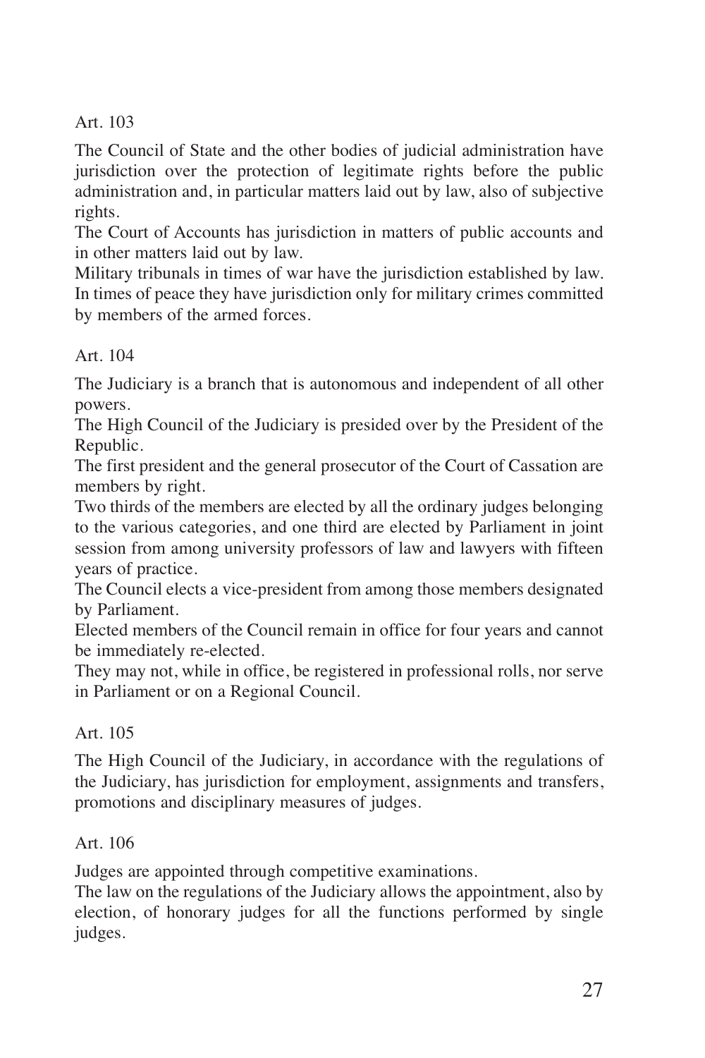Art. 103

The Council of State and the other bodies of judicial administration have jurisdiction over the protection of legitimate rights before the public administration and, in particular matters laid out by law, also of subjective rights.

The Court of Accounts has jurisdiction in matters of public accounts and in other matters laid out by law.

Military tribunals in times of war have the jurisdiction established by law. In times of peace they have jurisdiction only for military crimes committed by members of the armed forces.

Art. 104

The Judiciary is a branch that is autonomous and independent of all other powers.

The High Council of the Judiciary is presided over by the President of the Republic.

The first president and the general prosecutor of the Court of Cassation are members by right.

Two thirds of the members are elected by all the ordinary judges belonging to the various categories, and one third are elected by Parliament in joint session from among university professors of law and lawyers with fifteen years of practice.

The Council elects a vice-president from among those members designated by Parliament.

Elected members of the Council remain in office for four years and cannot be immediately re-elected.

They may not, while in office, be registered in professional rolls, nor serve in Parliament or on a Regional Council.

Art. 105

The High Council of the Judiciary, in accordance with the regulations of the Judiciary, has jurisdiction for employment, assignments and transfers, promotions and disciplinary measures of judges.

Art. 106

Judges are appointed through competitive examinations.

The law on the regulations of the Judiciary allows the appointment, also by election, of honorary judges for all the functions performed by single judges.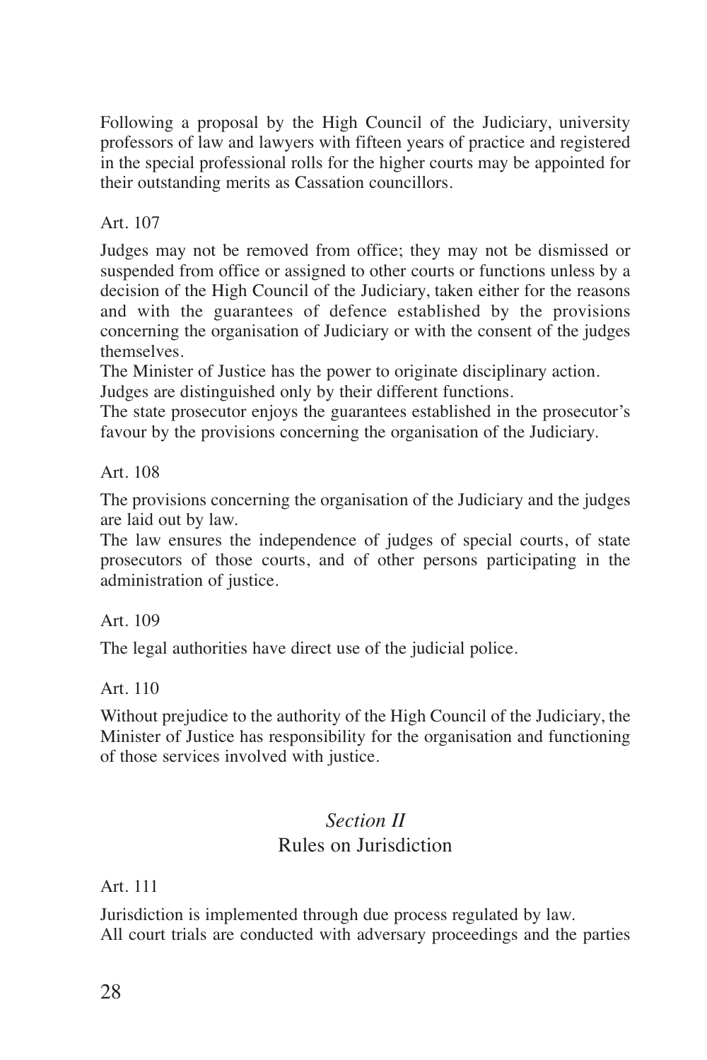Following a proposal by the High Council of the Judiciary, university professors of law and lawyers with fifteen years of practice and registered in the special professional rolls for the higher courts may be appointed for their outstanding merits as Cassation councillors.

Art. 107

Judges may not be removed from office; they may not be dismissed or suspended from office or assigned to other courts or functions unless by a decision of the High Council of the Judiciary, taken either for the reasons and with the guarantees of defence established by the provisions concerning the organisation of Judiciary or with the consent of the judges themselves.
The Minister of Justice has the power to originate disciplinary action.
Judges are distinguished only by their different functions.
The state prosecutor enjoys the guarantees established in the prosecutor's favour by the provisions concerning the organisation of the Judiciary.

Art. 108

The provisions concerning the organisation of the Judiciary and the judges are laid out by law.
The law ensures the independence of judges of special courts, of state prosecutors of those courts, and of other persons participating in the administration of justice.

Art. 109

The legal authorities have direct use of the judicial police.

Art. 110

Without prejudice to the authority of the High Council of the Judiciary, the Minister of Justice has responsibility for the organisation and functioning of those services involved with justice.

## *Section II*
## Rules on Jurisdiction

Art. 111

Jurisdiction is implemented through due process regulated by law.
All court trials are conducted with adversary proceedings and the parties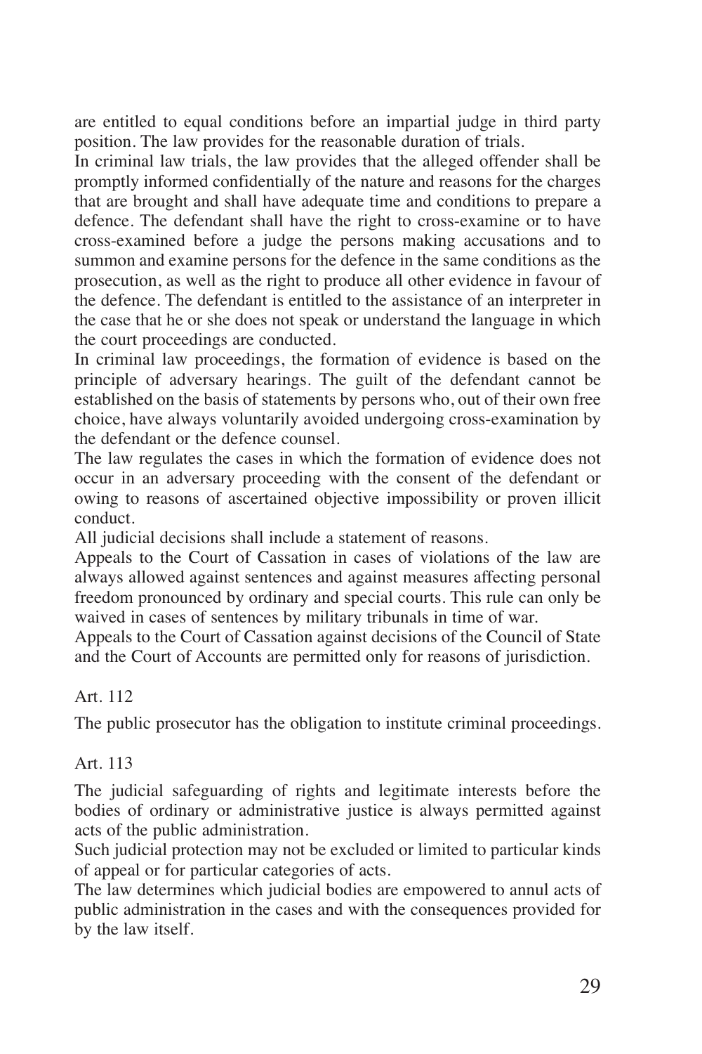are entitled to equal conditions before an impartial judge in third party position. The law provides for the reasonable duration of trials.

In criminal law trials, the law provides that the alleged offender shall be promptly informed confidentially of the nature and reasons for the charges that are brought and shall have adequate time and conditions to prepare a defence. The defendant shall have the right to cross-examine or to have cross-examined before a judge the persons making accusations and to summon and examine persons for the defence in the same conditions as the prosecution, as well as the right to produce all other evidence in favour of the defence. The defendant is entitled to the assistance of an interpreter in the case that he or she does not speak or understand the language in which the court proceedings are conducted.

In criminal law proceedings, the formation of evidence is based on the principle of adversary hearings. The guilt of the defendant cannot be established on the basis of statements by persons who, out of their own free choice, have always voluntarily avoided undergoing cross-examination by the defendant or the defence counsel.

The law regulates the cases in which the formation of evidence does not occur in an adversary proceeding with the consent of the defendant or owing to reasons of ascertained objective impossibility or proven illicit conduct.

All judicial decisions shall include a statement of reasons.

Appeals to the Court of Cassation in cases of violations of the law are always allowed against sentences and against measures affecting personal freedom pronounced by ordinary and special courts. This rule can only be waived in cases of sentences by military tribunals in time of war.

Appeals to the Court of Cassation against decisions of the Council of State and the Court of Accounts are permitted only for reasons of jurisdiction.

Art. 112

The public prosecutor has the obligation to institute criminal proceedings.

Art. 113

The judicial safeguarding of rights and legitimate interests before the bodies of ordinary or administrative justice is always permitted against acts of the public administration.

Such judicial protection may not be excluded or limited to particular kinds of appeal or for particular categories of acts.

The law determines which judicial bodies are empowered to annul acts of public administration in the cases and with the consequences provided for by the law itself.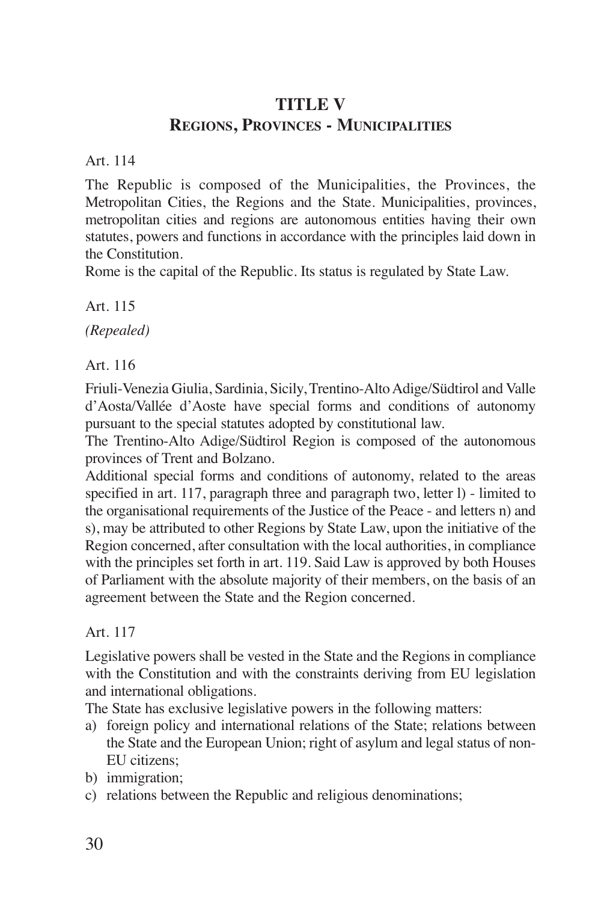# TITLE V
## Regions, Provinces - Municipalities

Art. 114

The Republic is composed of the Municipalities, the Provinces, the Metropolitan Cities, the Regions and the State. Municipalities, provinces, metropolitan cities and regions are autonomous entities having their own statutes, powers and functions in accordance with the principles laid down in the Constitution.
Rome is the capital of the Republic. Its status is regulated by State Law.

Art. 115

*(Repealed)*

Art. 116

Friuli-Venezia Giulia, Sardinia, Sicily, Trentino-Alto Adige/Südtirol and Valle d'Aosta/Vallée d'Aoste have special forms and conditions of autonomy pursuant to the special statutes adopted by constitutional law.
The Trentino-Alto Adige/Südtirol Region is composed of the autonomous provinces of Trent and Bolzano.
Additional special forms and conditions of autonomy, related to the areas specified in art. 117, paragraph three and paragraph two, letter l) - limited to the organisational requirements of the Justice of the Peace - and letters n) and s), may be attributed to other Regions by State Law, upon the initiative of the Region concerned, after consultation with the local authorities, in compliance with the principles set forth in art. 119. Said Law is approved by both Houses of Parliament with the absolute majority of their members, on the basis of an agreement between the State and the Region concerned.

Art. 117

Legislative powers shall be vested in the State and the Regions in compliance with the Constitution and with the constraints deriving from EU legislation and international obligations.
The State has exclusive legislative powers in the following matters:

a) foreign policy and international relations of the State; relations between the State and the European Union; right of asylum and legal status of non-EU citizens;
b) immigration;
c) relations between the Republic and religious denominations;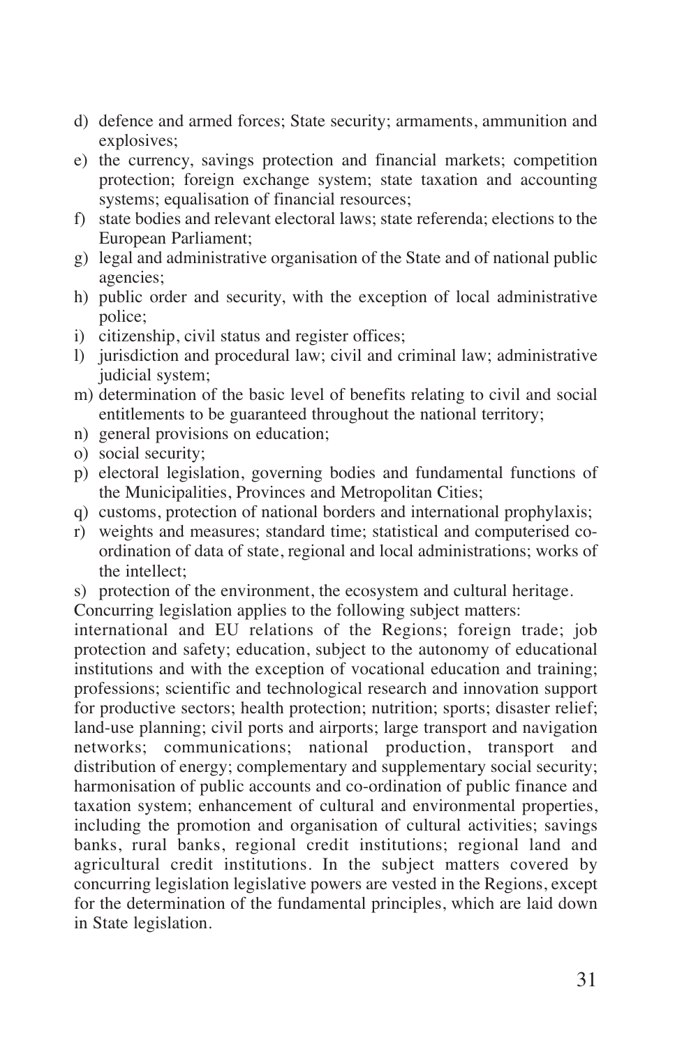d) defence and armed forces; State security; armaments, ammunition and explosives;
e) the currency, savings protection and financial markets; competition protection; foreign exchange system; state taxation and accounting systems; equalisation of financial resources;
f) state bodies and relevant electoral laws; state referenda; elections to the European Parliament;
g) legal and administrative organisation of the State and of national public agencies;
h) public order and security, with the exception of local administrative police;
i) citizenship, civil status and register offices;
l) jurisdiction and procedural law; civil and criminal law; administrative judicial system;
m) determination of the basic level of benefits relating to civil and social entitlements to be guaranteed throughout the national territory;
n) general provisions on education;
o) social security;
p) electoral legislation, governing bodies and fundamental functions of the Municipalities, Provinces and Metropolitan Cities;
q) customs, protection of national borders and international prophylaxis;
r) weights and measures; standard time; statistical and computerised co-ordination of data of state, regional and local administrations; works of the intellect;
s) protection of the environment, the ecosystem and cultural heritage.

Concurring legislation applies to the following subject matters:
international and EU relations of the Regions; foreign trade; job protection and safety; education, subject to the autonomy of educational institutions and with the exception of vocational education and training; professions; scientific and technological research and innovation support for productive sectors; health protection; nutrition; sports; disaster relief; land-use planning; civil ports and airports; large transport and navigation networks; communications; national production, transport and distribution of energy; complementary and supplementary social security; harmonisation of public accounts and co-ordination of public finance and taxation system; enhancement of cultural and environmental properties, including the promotion and organisation of cultural activities; savings banks, rural banks, regional credit institutions; regional land and agricultural credit institutions. In the subject matters covered by concurring legislation legislative powers are vested in the Regions, except for the determination of the fundamental principles, which are laid down in State legislation.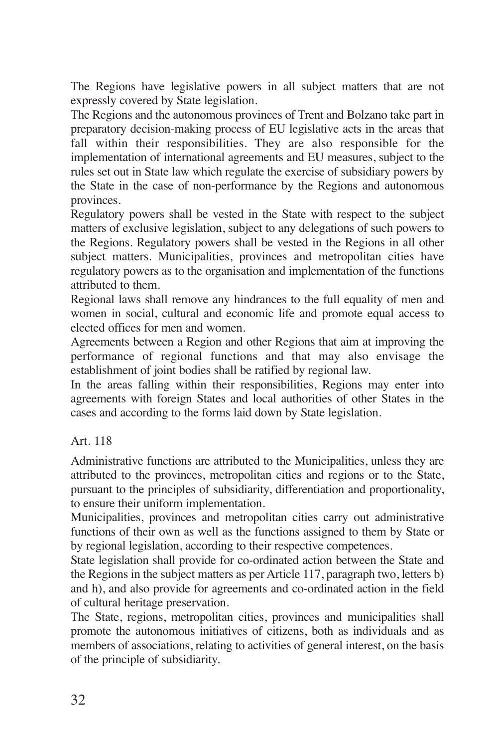The Regions have legislative powers in all subject matters that are not expressly covered by State legislation.

The Regions and the autonomous provinces of Trent and Bolzano take part in preparatory decision-making process of EU legislative acts in the areas that fall within their responsibilities. They are also responsible for the implementation of international agreements and EU measures, subject to the rules set out in State law which regulate the exercise of subsidiary powers by the State in the case of non-performance by the Regions and autonomous provinces.

Regulatory powers shall be vested in the State with respect to the subject matters of exclusive legislation, subject to any delegations of such powers to the Regions. Regulatory powers shall be vested in the Regions in all other subject matters. Municipalities, provinces and metropolitan cities have regulatory powers as to the organisation and implementation of the functions attributed to them.

Regional laws shall remove any hindrances to the full equality of men and women in social, cultural and economic life and promote equal access to elected offices for men and women.

Agreements between a Region and other Regions that aim at improving the performance of regional functions and that may also envisage the establishment of joint bodies shall be ratified by regional law.

In the areas falling within their responsibilities, Regions may enter into agreements with foreign States and local authorities of other States in the cases and according to the forms laid down by State legislation.

## Art. 118

Administrative functions are attributed to the Municipalities, unless they are attributed to the provinces, metropolitan cities and regions or to the State, pursuant to the principles of subsidiarity, differentiation and proportionality, to ensure their uniform implementation.

Municipalities, provinces and metropolitan cities carry out administrative functions of their own as well as the functions assigned to them by State or by regional legislation, according to their respective competences.

State legislation shall provide for co-ordinated action between the State and the Regions in the subject matters as per Article 117, paragraph two, letters b) and h), and also provide for agreements and co-ordinated action in the field of cultural heritage preservation.

The State, regions, metropolitan cities, provinces and municipalities shall promote the autonomous initiatives of citizens, both as individuals and as members of associations, relating to activities of general interest, on the basis of the principle of subsidiarity.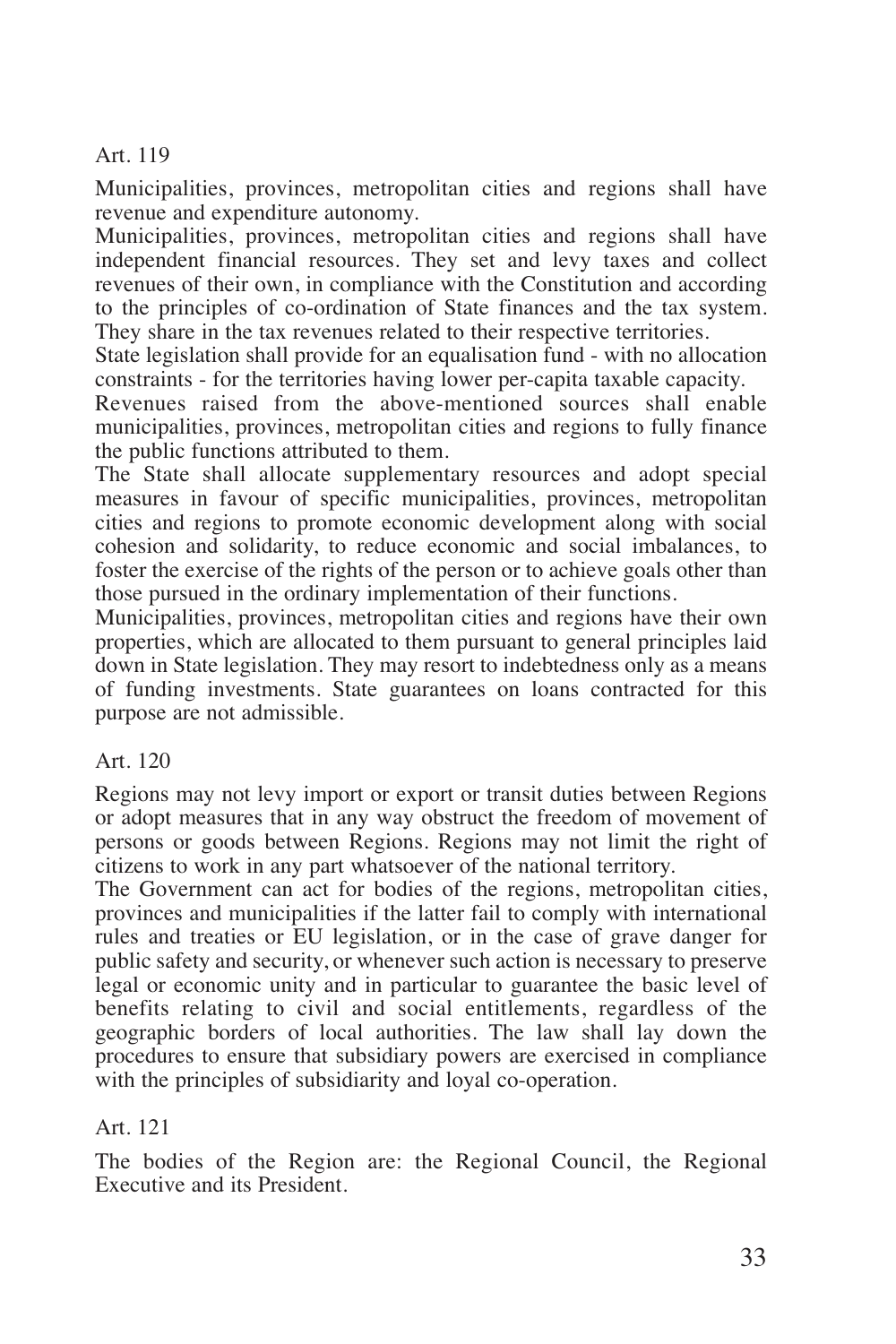Art. 119

Municipalities, provinces, metropolitan cities and regions shall have revenue and expenditure autonomy.

Municipalities, provinces, metropolitan cities and regions shall have independent financial resources. They set and levy taxes and collect revenues of their own, in compliance with the Constitution and according to the principles of co-ordination of State finances and the tax system. They share in the tax revenues related to their respective territories.

State legislation shall provide for an equalisation fund - with no allocation constraints - for the territories having lower per-capita taxable capacity.

Revenues raised from the above-mentioned sources shall enable municipalities, provinces, metropolitan cities and regions to fully finance the public functions attributed to them.

The State shall allocate supplementary resources and adopt special measures in favour of specific municipalities, provinces, metropolitan cities and regions to promote economic development along with social cohesion and solidarity, to reduce economic and social imbalances, to foster the exercise of the rights of the person or to achieve goals other than those pursued in the ordinary implementation of their functions.

Municipalities, provinces, metropolitan cities and regions have their own properties, which are allocated to them pursuant to general principles laid down in State legislation. They may resort to indebtedness only as a means of funding investments. State guarantees on loans contracted for this purpose are not admissible.

Art. 120

Regions may not levy import or export or transit duties between Regions or adopt measures that in any way obstruct the freedom of movement of persons or goods between Regions. Regions may not limit the right of citizens to work in any part whatsoever of the national territory.

The Government can act for bodies of the regions, metropolitan cities, provinces and municipalities if the latter fail to comply with international rules and treaties or EU legislation, or in the case of grave danger for public safety and security, or whenever such action is necessary to preserve legal or economic unity and in particular to guarantee the basic level of benefits relating to civil and social entitlements, regardless of the geographic borders of local authorities. The law shall lay down the procedures to ensure that subsidiary powers are exercised in compliance with the principles of subsidiarity and loyal co-operation.

Art. 121

The bodies of the Region are: the Regional Council, the Regional Executive and its President.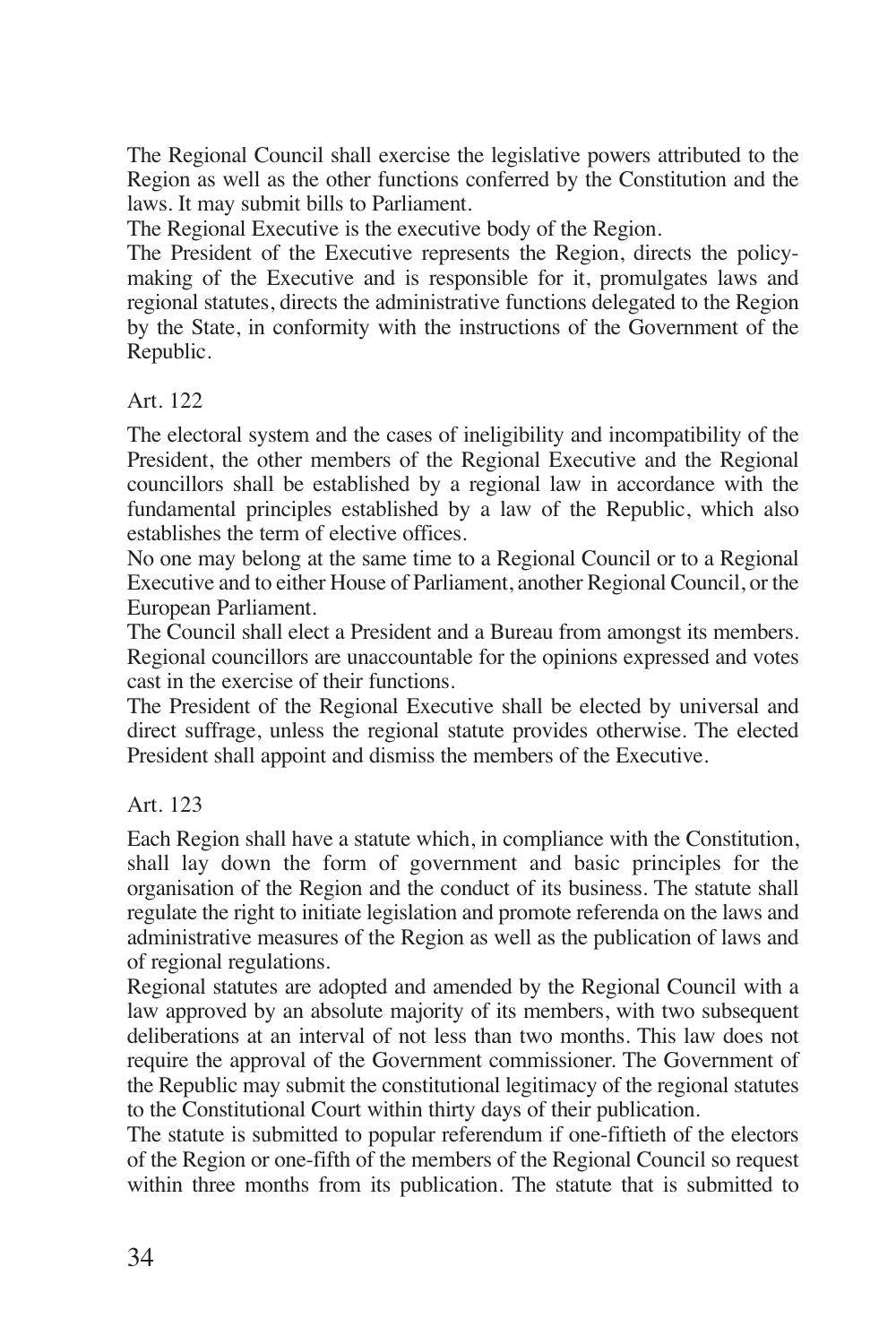The Regional Council shall exercise the legislative powers attributed to the Region as well as the other functions conferred by the Constitution and the laws. It may submit bills to Parliament.

The Regional Executive is the executive body of the Region.

The President of the Executive represents the Region, directs the policy-making of the Executive and is responsible for it, promulgates laws and regional statutes, directs the administrative functions delegated to the Region by the State, in conformity with the instructions of the Government of the Republic.

Art. 122

The electoral system and the cases of ineligibility and incompatibility of the President, the other members of the Regional Executive and the Regional councillors shall be established by a regional law in accordance with the fundamental principles established by a law of the Republic, which also establishes the term of elective offices.

No one may belong at the same time to a Regional Council or to a Regional Executive and to either House of Parliament, another Regional Council, or the European Parliament.

The Council shall elect a President and a Bureau from amongst its members.

Regional councillors are unaccountable for the opinions expressed and votes cast in the exercise of their functions.

The President of the Regional Executive shall be elected by universal and direct suffrage, unless the regional statute provides otherwise. The elected President shall appoint and dismiss the members of the Executive.

Art. 123

Each Region shall have a statute which, in compliance with the Constitution, shall lay down the form of government and basic principles for the organisation of the Region and the conduct of its business. The statute shall regulate the right to initiate legislation and promote referenda on the laws and administrative measures of the Region as well as the publication of laws and of regional regulations.

Regional statutes are adopted and amended by the Regional Council with a law approved by an absolute majority of its members, with two subsequent deliberations at an interval of not less than two months. This law does not require the approval of the Government commissioner. The Government of the Republic may submit the constitutional legitimacy of the regional statutes to the Constitutional Court within thirty days of their publication.

The statute is submitted to popular referendum if one-fiftieth of the electors of the Region or one-fifth of the members of the Regional Council so request within three months from its publication. The statute that is submitted to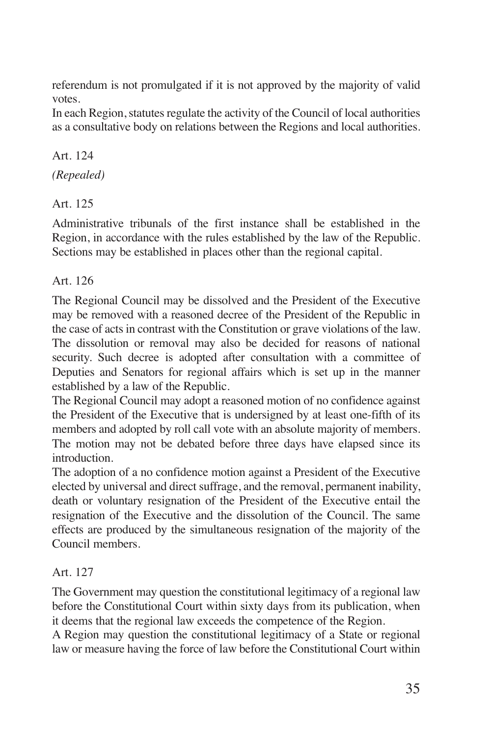referendum is not promulgated if it is not approved by the majority of valid votes.
In each Region, statutes regulate the activity of the Council of local authorities as a consultative body on relations between the Regions and local authorities.

Art. 124

*(Repealed)*

Art. 125

Administrative tribunals of the first instance shall be established in the Region, in accordance with the rules established by the law of the Republic. Sections may be established in places other than the regional capital.

Art. 126

The Regional Council may be dissolved and the President of the Executive may be removed with a reasoned decree of the President of the Republic in the case of acts in contrast with the Constitution or grave violations of the law. The dissolution or removal may also be decided for reasons of national security. Such decree is adopted after consultation with a committee of Deputies and Senators for regional affairs which is set up in the manner established by a law of the Republic.
The Regional Council may adopt a reasoned motion of no confidence against the President of the Executive that is undersigned by at least one-fifth of its members and adopted by roll call vote with an absolute majority of members. The motion may not be debated before three days have elapsed since its introduction.
The adoption of a no confidence motion against a President of the Executive elected by universal and direct suffrage, and the removal, permanent inability, death or voluntary resignation of the President of the Executive entail the resignation of the Executive and the dissolution of the Council. The same effects are produced by the simultaneous resignation of the majority of the Council members.

Art. 127

The Government may question the constitutional legitimacy of a regional law before the Constitutional Court within sixty days from its publication, when it deems that the regional law exceeds the competence of the Region.
A Region may question the constitutional legitimacy of a State or regional law or measure having the force of law before the Constitutional Court within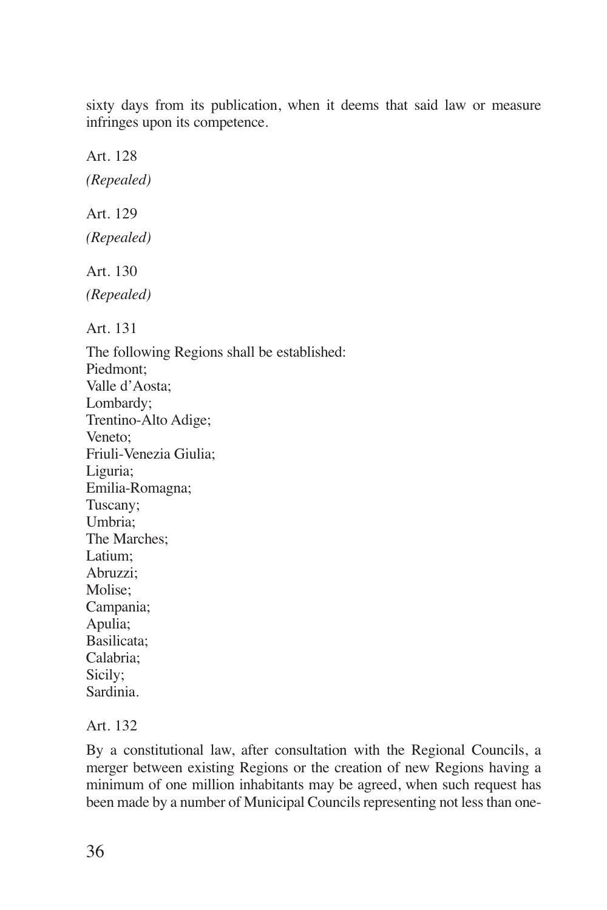sixty days from its publication, when it deems that said law or measure infringes upon its competence.

Art. 128

*(Repealed)*

Art. 129

*(Repealed)*

Art. 130

*(Repealed)*

Art. 131

The following Regions shall be established:
Piedmont;
Valle d'Aosta;
Lombardy;
Trentino-Alto Adige;
Veneto;
Friuli-Venezia Giulia;
Liguria;
Emilia-Romagna;
Tuscany;
Umbria;
The Marches;
Latium;
Abruzzi;
Molise;
Campania;
Apulia;
Basilicata;
Calabria;
Sicily;
Sardinia.

Art. 132

By a constitutional law, after consultation with the Regional Councils, a merger between existing Regions or the creation of new Regions having a minimum of one million inhabitants may be agreed, when such request has been made by a number of Municipal Councils representing not less than one-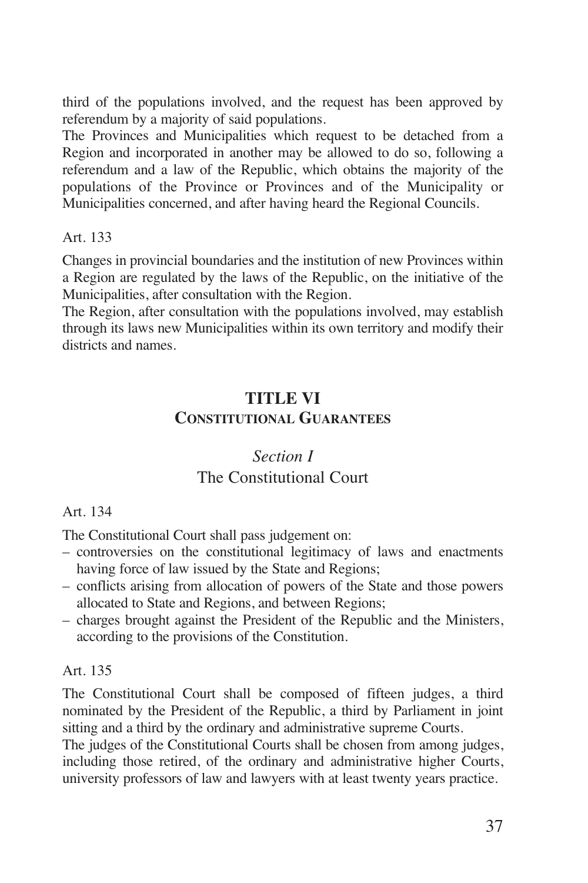third of the populations involved, and the request has been approved by referendum by a majority of said populations.

The Provinces and Municipalities which request to be detached from a Region and incorporated in another may be allowed to do so, following a referendum and a law of the Republic, which obtains the majority of the populations of the Province or Provinces and of the Municipality or Municipalities concerned, and after having heard the Regional Councils.

Art. 133

Changes in provincial boundaries and the institution of new Provinces within a Region are regulated by the laws of the Republic, on the initiative of the Municipalities, after consultation with the Region.

The Region, after consultation with the populations involved, may establish through its laws new Municipalities within its own territory and modify their districts and names.

## TITLE VI
## Constitutional Guarantees

### *Section I*
### The Constitutional Court

Art. 134

The Constitutional Court shall pass judgement on:

– controversies on the constitutional legitimacy of laws and enactments having force of law issued by the State and Regions;
– conflicts arising from allocation of powers of the State and those powers allocated to State and Regions, and between Regions;
– charges brought against the President of the Republic and the Ministers, according to the provisions of the Constitution.

Art. 135

The Constitutional Court shall be composed of fifteen judges, a third nominated by the President of the Republic, a third by Parliament in joint sitting and a third by the ordinary and administrative supreme Courts.

The judges of the Constitutional Courts shall be chosen from among judges, including those retired, of the ordinary and administrative higher Courts, university professors of law and lawyers with at least twenty years practice.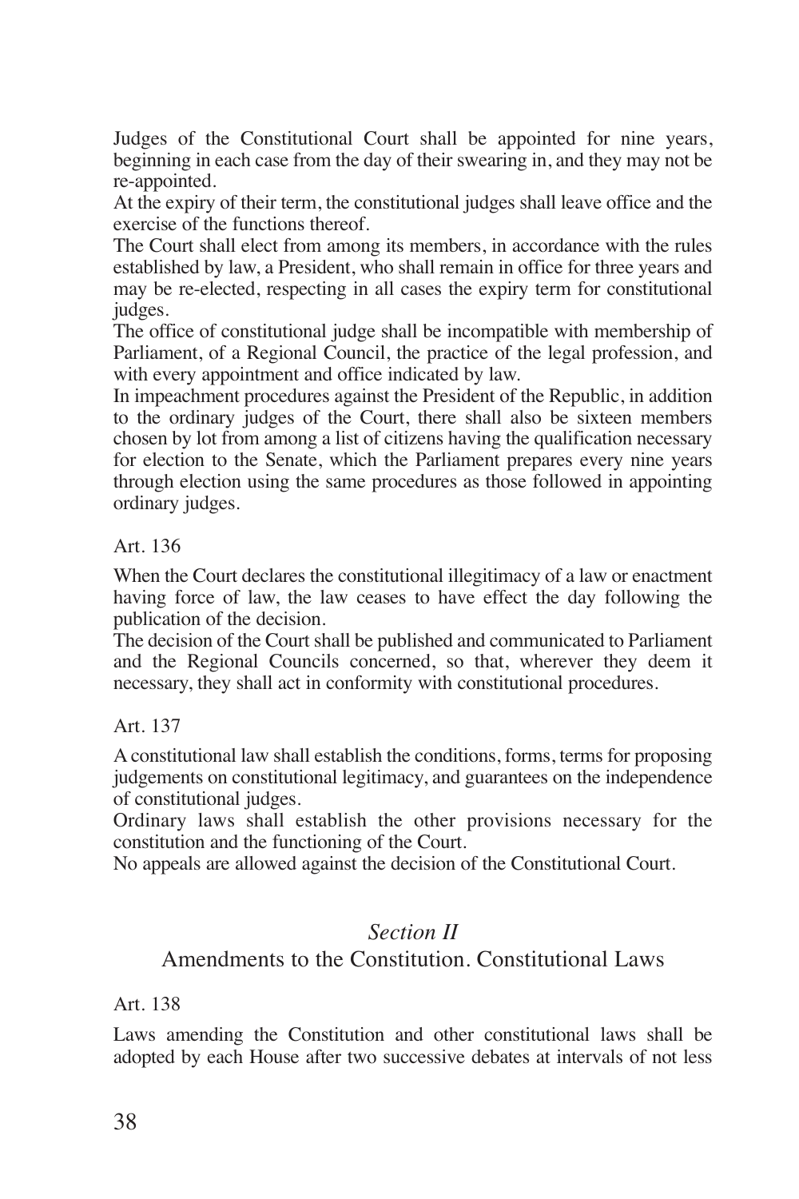Judges of the Constitutional Court shall be appointed for nine years, beginning in each case from the day of their swearing in, and they may not be re-appointed.

At the expiry of their term, the constitutional judges shall leave office and the exercise of the functions thereof.

The Court shall elect from among its members, in accordance with the rules established by law, a President, who shall remain in office for three years and may be re-elected, respecting in all cases the expiry term for constitutional judges.

The office of constitutional judge shall be incompatible with membership of Parliament, of a Regional Council, the practice of the legal profession, and with every appointment and office indicated by law.

In impeachment procedures against the President of the Republic, in addition to the ordinary judges of the Court, there shall also be sixteen members chosen by lot from among a list of citizens having the qualification necessary for election to the Senate, which the Parliament prepares every nine years through election using the same procedures as those followed in appointing ordinary judges.

Art. 136

When the Court declares the constitutional illegitimacy of a law or enactment having force of law, the law ceases to have effect the day following the publication of the decision.

The decision of the Court shall be published and communicated to Parliament and the Regional Councils concerned, so that, wherever they deem it necessary, they shall act in conformity with constitutional procedures.

Art. 137

A constitutional law shall establish the conditions, forms, terms for proposing judgements on constitutional legitimacy, and guarantees on the independence of constitutional judges.

Ordinary laws shall establish the other provisions necessary for the constitution and the functioning of the Court.

No appeals are allowed against the decision of the Constitutional Court.

## *Section II*

## Amendments to the Constitution. Constitutional Laws

Art. 138

Laws amending the Constitution and other constitutional laws shall be adopted by each House after two successive debates at intervals of not less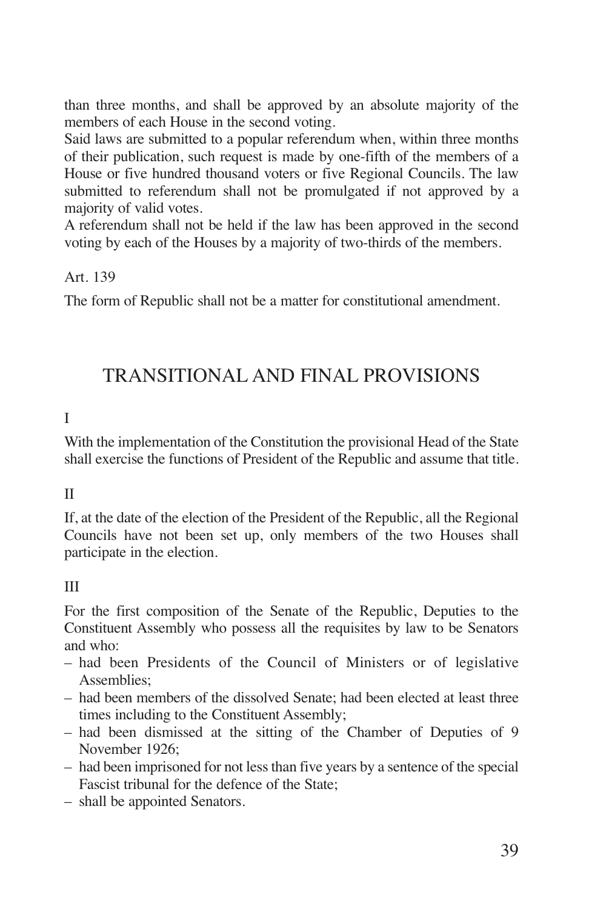than three months, and shall be approved by an absolute majority of the members of each House in the second voting.

Said laws are submitted to a popular referendum when, within three months of their publication, such request is made by one-fifth of the members of a House or five hundred thousand voters or five Regional Councils. The law submitted to referendum shall not be promulgated if not approved by a majority of valid votes.

A referendum shall not be held if the law has been approved in the second voting by each of the Houses by a majority of two-thirds of the members.

Art. 139

The form of Republic shall not be a matter for constitutional amendment.

## TRANSITIONAL AND FINAL PROVISIONS

I

With the implementation of the Constitution the provisional Head of the State shall exercise the functions of President of the Republic and assume that title.

II

If, at the date of the election of the President of the Republic, all the Regional Councils have not been set up, only members of the two Houses shall participate in the election.

III

For the first composition of the Senate of the Republic, Deputies to the Constituent Assembly who possess all the requisites by law to be Senators and who:

- had been Presidents of the Council of Ministers or of legislative Assemblies;
- had been members of the dissolved Senate; had been elected at least three times including to the Constituent Assembly;
- had been dismissed at the sitting of the Chamber of Deputies of 9 November 1926;
- had been imprisoned for not less than five years by a sentence of the special Fascist tribunal for the defence of the State;
- shall be appointed Senators.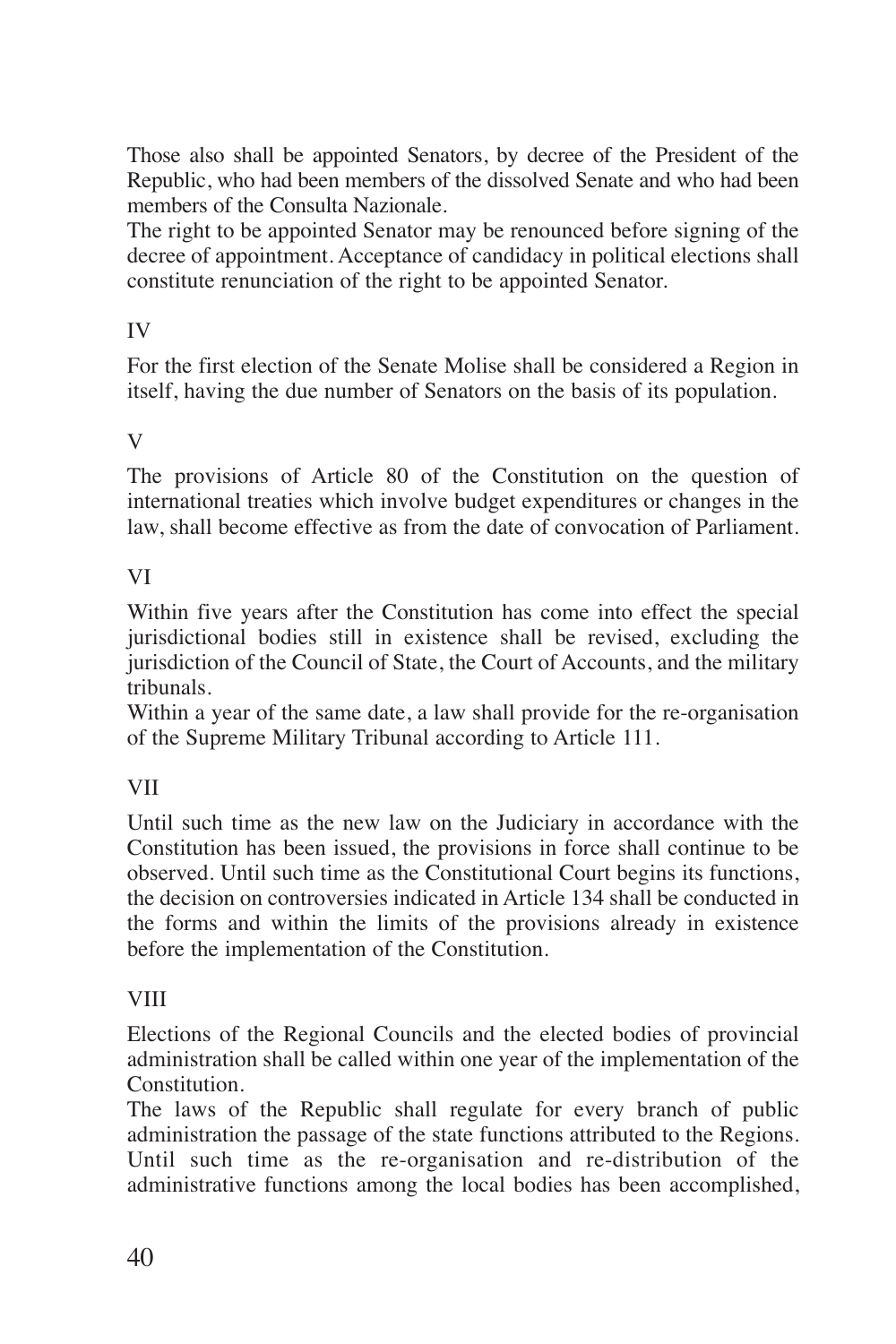Those also shall be appointed Senators, by decree of the President of the Republic, who had been members of the dissolved Senate and who had been members of the Consulta Nazionale.

The right to be appointed Senator may be renounced before signing of the decree of appointment. Acceptance of candidacy in political elections shall constitute renunciation of the right to be appointed Senator.

IV

For the first election of the Senate Molise shall be considered a Region in itself, having the due number of Senators on the basis of its population.

V

The provisions of Article 80 of the Constitution on the question of international treaties which involve budget expenditures or changes in the law, shall become effective as from the date of convocation of Parliament.

VI

Within five years after the Constitution has come into effect the special jurisdictional bodies still in existence shall be revised, excluding the jurisdiction of the Council of State, the Court of Accounts, and the military tribunals.

Within a year of the same date, a law shall provide for the re-organisation of the Supreme Military Tribunal according to Article 111.

VII

Until such time as the new law on the Judiciary in accordance with the Constitution has been issued, the provisions in force shall continue to be observed. Until such time as the Constitutional Court begins its functions, the decision on controversies indicated in Article 134 shall be conducted in the forms and within the limits of the provisions already in existence before the implementation of the Constitution.

VIII

Elections of the Regional Councils and the elected bodies of provincial administration shall be called within one year of the implementation of the Constitution.

The laws of the Republic shall regulate for every branch of public administration the passage of the state functions attributed to the Regions. Until such time as the re-organisation and re-distribution of the administrative functions among the local bodies has been accomplished,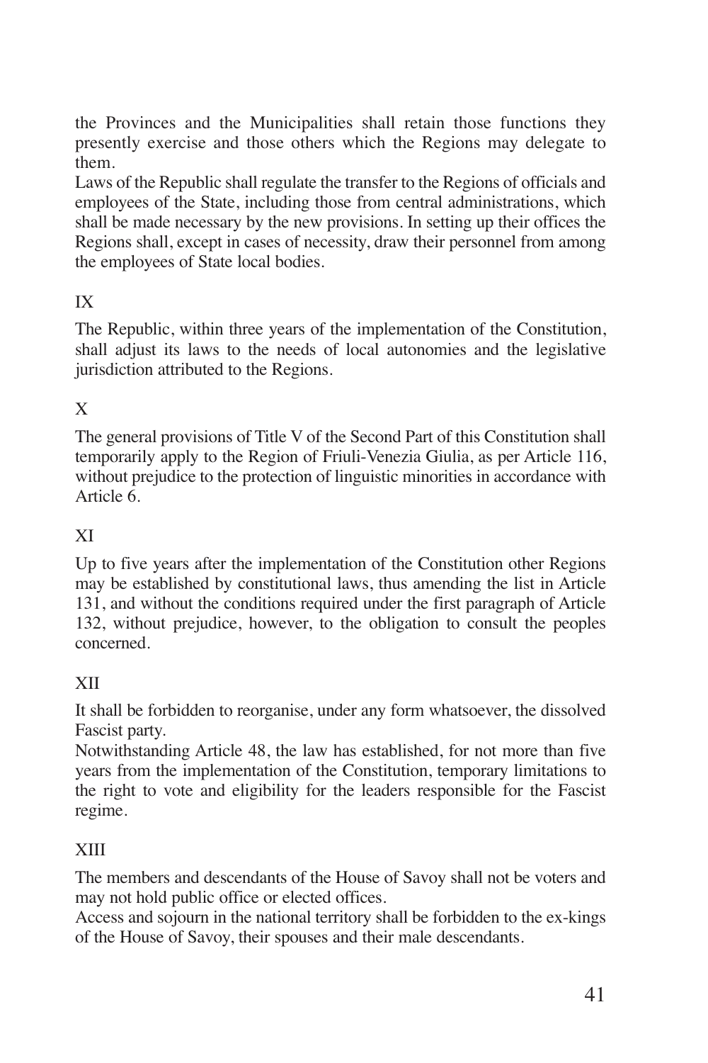the Provinces and the Municipalities shall retain those functions they presently exercise and those others which the Regions may delegate to them.

Laws of the Republic shall regulate the transfer to the Regions of officials and employees of the State, including those from central administrations, which shall be made necessary by the new provisions. In setting up their offices the Regions shall, except in cases of necessity, draw their personnel from among the employees of State local bodies.

## IX

The Republic, within three years of the implementation of the Constitution, shall adjust its laws to the needs of local autonomies and the legislative jurisdiction attributed to the Regions.

## X

The general provisions of Title V of the Second Part of this Constitution shall temporarily apply to the Region of Friuli-Venezia Giulia, as per Article 116, without prejudice to the protection of linguistic minorities in accordance with Article 6.

## XI

Up to five years after the implementation of the Constitution other Regions may be established by constitutional laws, thus amending the list in Article 131, and without the conditions required under the first paragraph of Article 132, without prejudice, however, to the obligation to consult the peoples concerned.

## XII

It shall be forbidden to reorganise, under any form whatsoever, the dissolved Fascist party.

Notwithstanding Article 48, the law has established, for not more than five years from the implementation of the Constitution, temporary limitations to the right to vote and eligibility for the leaders responsible for the Fascist regime.

## XIII

The members and descendants of the House of Savoy shall not be voters and may not hold public office or elected offices.

Access and sojourn in the national territory shall be forbidden to the ex-kings of the House of Savoy, their spouses and their male descendants.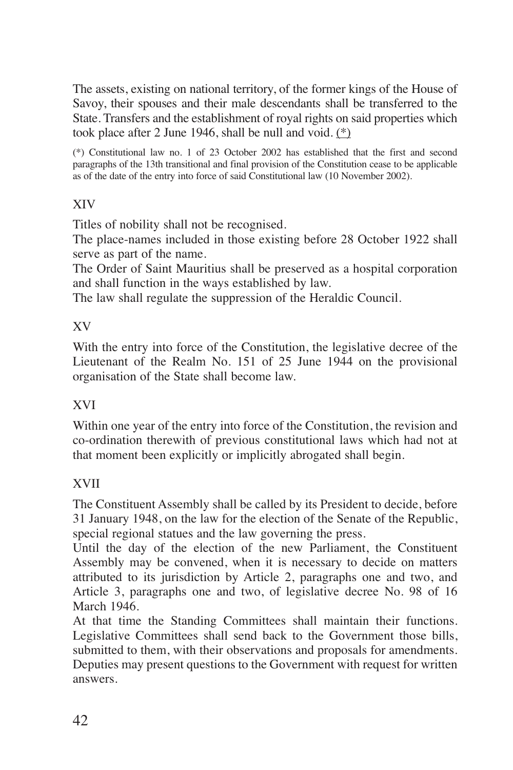The assets, existing on national territory, of the former kings of the House of Savoy, their spouses and their male descendants shall be transferred to the State. Transfers and the establishment of royal rights on said properties which took place after 2 June 1946, shall be null and void. (*)

(*) Constitutional law no. 1 of 23 October 2002 has established that the first and second paragraphs of the 13th transitional and final provision of the Constitution cease to be applicable as of the date of the entry into force of said Constitutional law (10 November 2002).

## XIV

Titles of nobility shall not be recognised.
The place-names included in those existing before 28 October 1922 shall serve as part of the name.
The Order of Saint Mauritius shall be preserved as a hospital corporation and shall function in the ways established by law.
The law shall regulate the suppression of the Heraldic Council.

## XV

With the entry into force of the Constitution, the legislative decree of the Lieutenant of the Realm No. 151 of 25 June 1944 on the provisional organisation of the State shall become law.

## XVI

Within one year of the entry into force of the Constitution, the revision and co-ordination therewith of previous constitutional laws which had not at that moment been explicitly or implicitly abrogated shall begin.

## XVII

The Constituent Assembly shall be called by its President to decide, before 31 January 1948, on the law for the election of the Senate of the Republic, special regional statues and the law governing the press.
Until the day of the election of the new Parliament, the Constituent Assembly may be convened, when it is necessary to decide on matters attributed to its jurisdiction by Article 2, paragraphs one and two, and Article 3, paragraphs one and two, of legislative decree No. 98 of 16 March 1946.
At that time the Standing Committees shall maintain their functions. Legislative Committees shall send back to the Government those bills, submitted to them, with their observations and proposals for amendments. Deputies may present questions to the Government with request for written answers.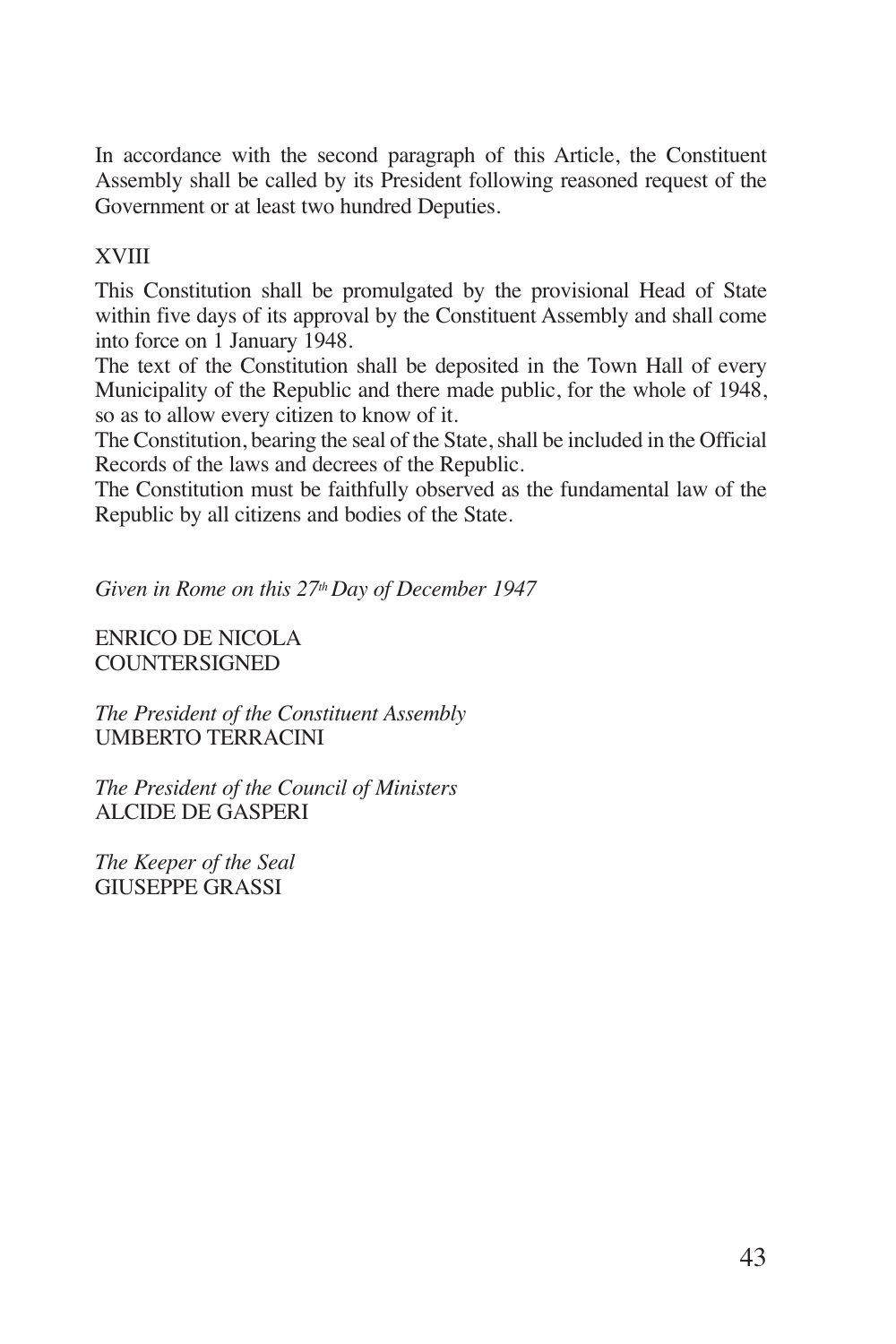In accordance with the second paragraph of this Article, the Constituent Assembly shall be called by its President following reasoned request of the Government or at least two hundred Deputies.

XVIII

This Constitution shall be promulgated by the provisional Head of State within five days of its approval by the Constituent Assembly and shall come into force on 1 January 1948.

The text of the Constitution shall be deposited in the Town Hall of every Municipality of the Republic and there made public, for the whole of 1948, so as to allow every citizen to know of it.

The Constitution, bearing the seal of the State, shall be included in the Official Records of the laws and decrees of the Republic.

The Constitution must be faithfully observed as the fundamental law of the Republic by all citizens and bodies of the State.

*Given in Rome on this 27th Day of December 1947*

ENRICO DE NICOLA  
COUNTERSIGNED

*The President of the Constituent Assembly*  
UMBERTO TERRACINI

*The President of the Council of Ministers*  
ALCIDE DE GASPERI

*The Keeper of the Seal*  
GIUSEPPE GRASSI